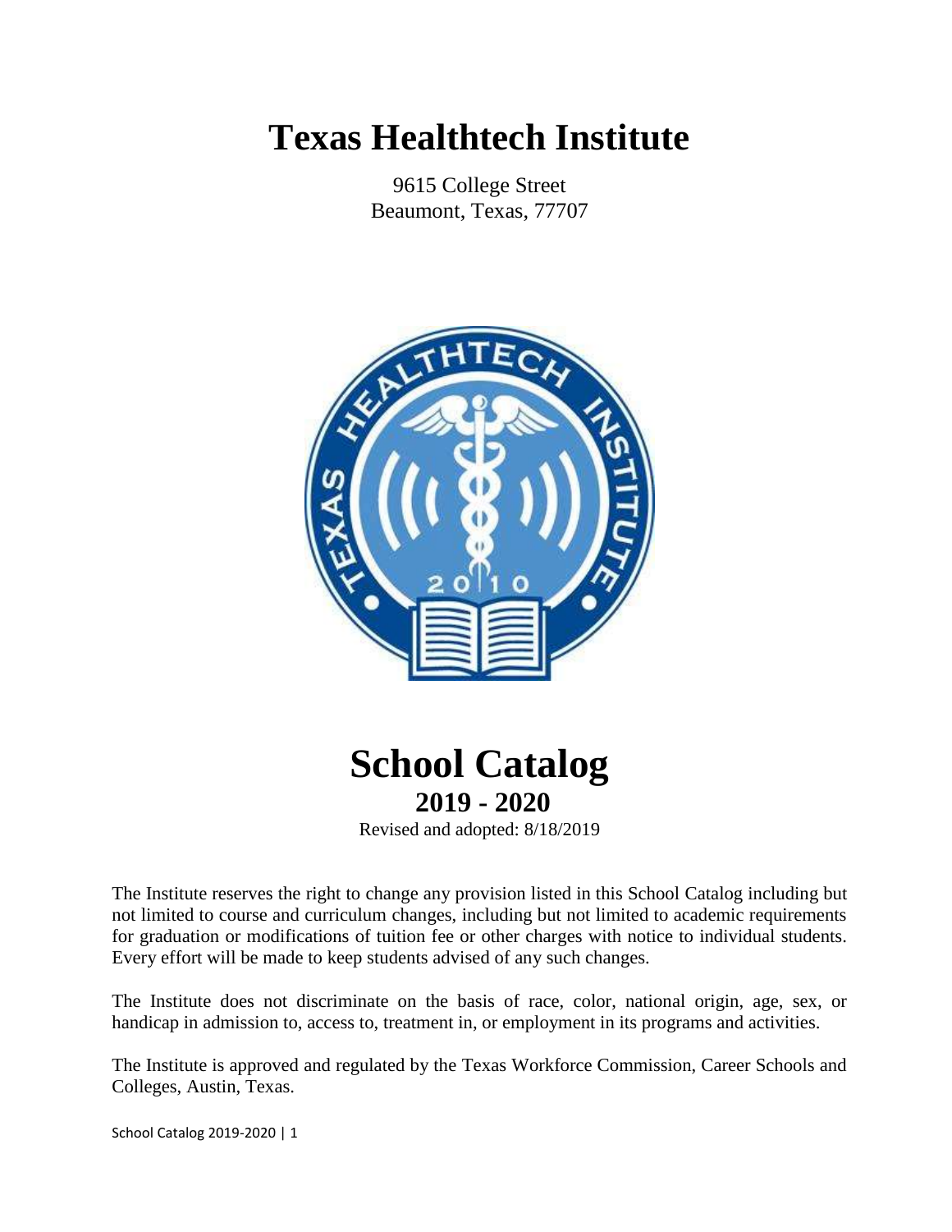# Texas Healthtech Institute

9615 College Street
Beaumont, Texas, 77707

# School Catalog

## 2019 - 2020

Revised and adopted: 8/18/2019

The Institute reserves the right to change any provision listed in this School Catalog including but not limited to course and curriculum changes, including but not limited to academic requirements for graduation or modifications of tuition fee or other charges with notice to individual students. Every effort will be made to keep students advised of any such changes.

The Institute does not discriminate on the basis of race, color, national origin, age, sex, or handicap in admission to, access to, treatment in, or employment in its programs and activities.

The Institute is approved and regulated by the Texas Workforce Commission, Career Schools and Colleges, Austin, Texas.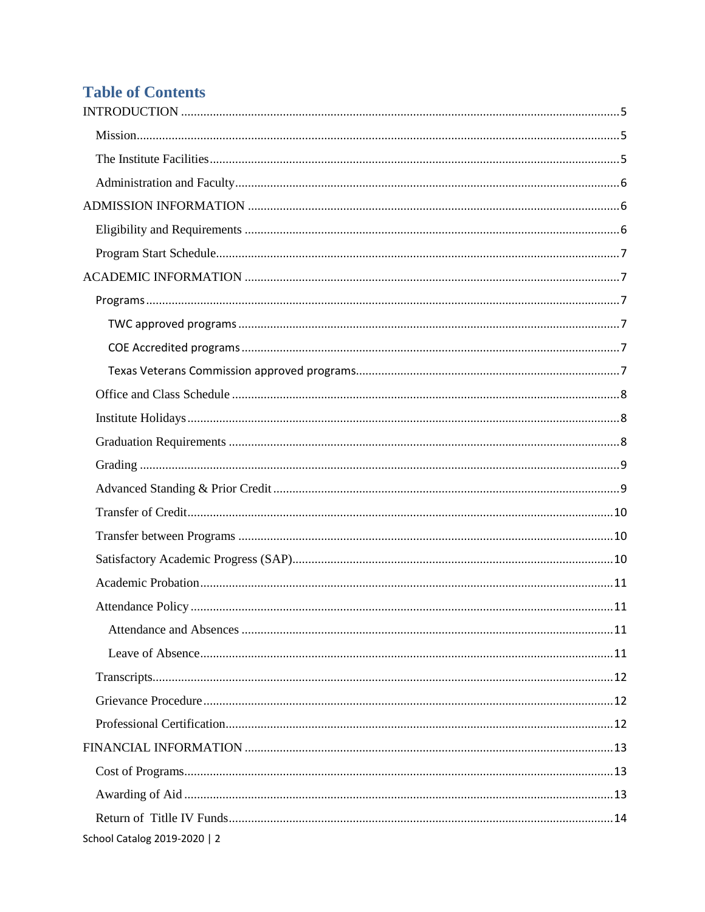# Table of Contents

INTRODUCTION .......... 5

- Mission .......... 5
- The Institute Facilities .......... 5
- Administration and Faculty .......... 6

ADMISSION INFORMATION .......... 6

- Eligibility and Requirements .......... 6
- Program Start Schedule .......... 7

ACADEMIC INFORMATION .......... 7

- Programs .......... 7
  - TWC approved programs .......... 7
  - COE Accredited programs .......... 7
  - Texas Veterans Commission approved programs .......... 7
- Office and Class Schedule .......... 8
- Institute Holidays .......... 8
- Graduation Requirements .......... 8
- Grading .......... 9
- Advanced Standing & Prior Credit .......... 9
- Transfer of Credit .......... 10
- Transfer between Programs .......... 10
- Satisfactory Academic Progress (SAP) .......... 10
- Academic Probation .......... 11
- Attendance Policy .......... 11
  - Attendance and Absences .......... 11
  - Leave of Absence .......... 11
- Transcripts .......... 12
- Grievance Procedure .......... 12
- Professional Certification .......... 12

FINANCIAL INFORMATION .......... 13

- Cost of Programs .......... 13
- Awarding of Aid .......... 13
- Return of Titlle IV Funds .......... 14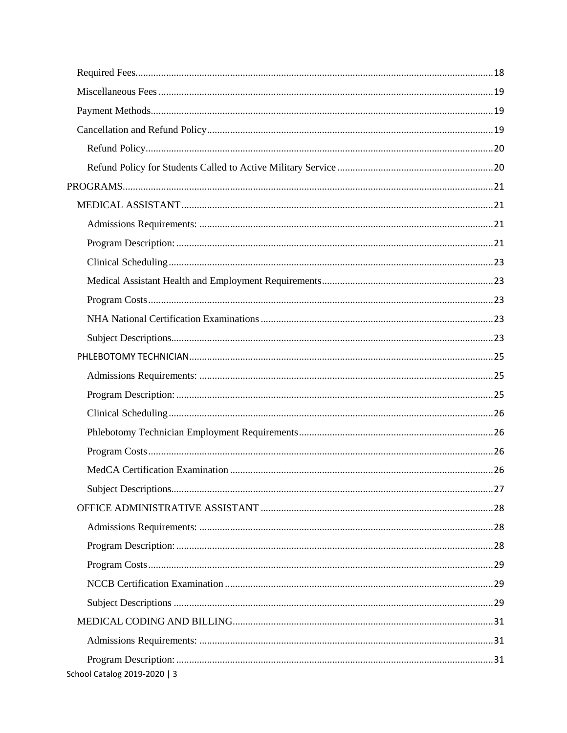- Required Fees....................18
- Miscellaneous Fees....................19
- Payment Methods....................19
- Cancellation and Refund Policy....................19
  - Refund Policy....................20
  - Refund Policy for Students Called to Active Military Service....................20

PROGRAMS....................21

- MEDICAL ASSISTANT....................21
  - Admissions Requirements:....................21
  - Program Description:....................21
  - Clinical Scheduling....................23
  - Medical Assistant Health and Employment Requirements....................23
  - Program Costs....................23
  - NHA National Certification Examinations....................23
  - Subject Descriptions....................23
- PHLEBOTOMY TECHNICIAN....................25
  - Admissions Requirements:....................25
  - Program Description:....................25
  - Clinical Scheduling....................26
  - Phlebotomy Technician Employment Requirements....................26
  - Program Costs....................26
  - MedCA Certification Examination....................26
  - Subject Descriptions....................27
- OFFICE ADMINISTRATIVE ASSISTANT....................28
  - Admissions Requirements:....................28
  - Program Description:....................28
  - Program Costs....................29
  - NCCB Certification Examination....................29
  - Subject Descriptions....................29
- MEDICAL CODING AND BILLING....................31
  - Admissions Requirements:....................31
  - Program Description:....................31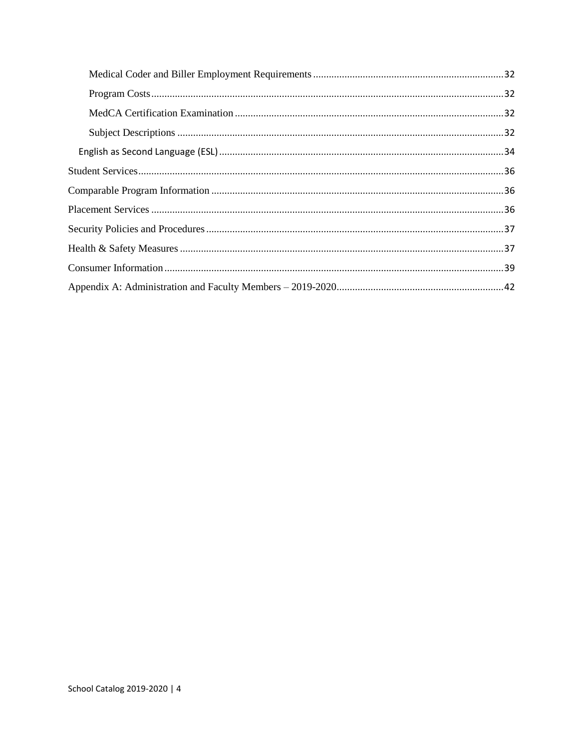- Medical Coder and Biller Employment Requirements ........ 32
- Program Costs ........ 32
- MedCA Certification Examination ........ 32
- Subject Descriptions ........ 32

English as Second Language (ESL) ........ 34

Student Services ........ 36

Comparable Program Information ........ 36

Placement Services ........ 36

Security Policies and Procedures ........ 37

Health & Safety Measures ........ 37

Consumer Information ........ 39

Appendix A: Administration and Faculty Members – 2019-2020 ........ 42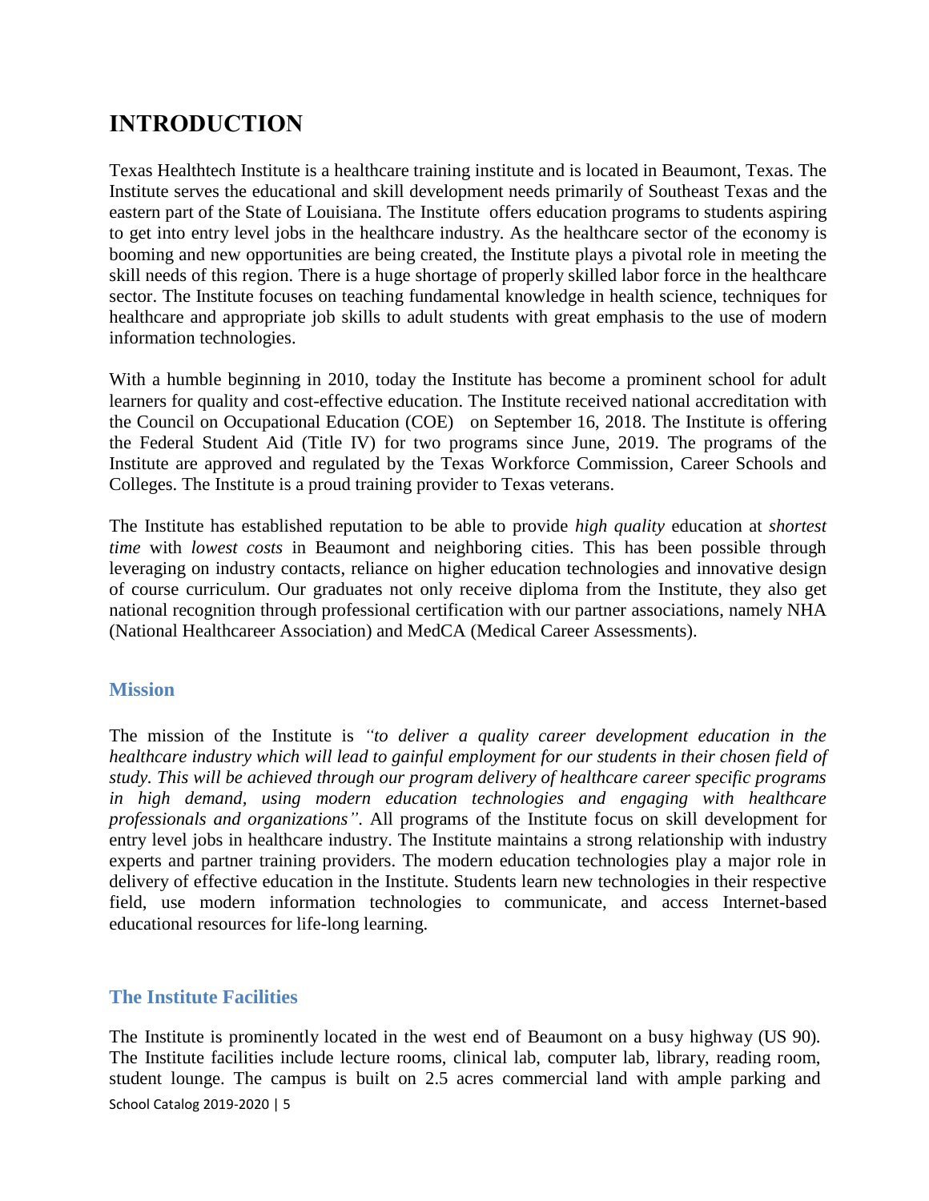# INTRODUCTION

Texas Healthtech Institute is a healthcare training institute and is located in Beaumont, Texas. The Institute serves the educational and skill development needs primarily of Southeast Texas and the eastern part of the State of Louisiana. The Institute offers education programs to students aspiring to get into entry level jobs in the healthcare industry. As the healthcare sector of the economy is booming and new opportunities are being created, the Institute plays a pivotal role in meeting the skill needs of this region. There is a huge shortage of properly skilled labor force in the healthcare sector. The Institute focuses on teaching fundamental knowledge in health science, techniques for healthcare and appropriate job skills to adult students with great emphasis to the use of modern information technologies.

With a humble beginning in 2010, today the Institute has become a prominent school for adult learners for quality and cost-effective education. The Institute received national accreditation with the Council on Occupational Education (COE) on September 16, 2018. The Institute is offering the Federal Student Aid (Title IV) for two programs since June, 2019. The programs of the Institute are approved and regulated by the Texas Workforce Commission, Career Schools and Colleges. The Institute is a proud training provider to Texas veterans.

The Institute has established reputation to be able to provide *high quality* education at *shortest time* with *lowest costs* in Beaumont and neighboring cities. This has been possible through leveraging on industry contacts, reliance on higher education technologies and innovative design of course curriculum. Our graduates not only receive diploma from the Institute, they also get national recognition through professional certification with our partner associations, namely NHA (National Healthcareer Association) and MedCA (Medical Career Assessments).

## Mission

The mission of the Institute is *"to deliver a quality career development education in the healthcare industry which will lead to gainful employment for our students in their chosen field of study. This will be achieved through our program delivery of healthcare career specific programs in high demand, using modern education technologies and engaging with healthcare professionals and organizations"*. All programs of the Institute focus on skill development for entry level jobs in healthcare industry. The Institute maintains a strong relationship with industry experts and partner training providers. The modern education technologies play a major role in delivery of effective education in the Institute. Students learn new technologies in their respective field, use modern information technologies to communicate, and access Internet-based educational resources for life-long learning.

## The Institute Facilities

The Institute is prominently located in the west end of Beaumont on a busy highway (US 90). The Institute facilities include lecture rooms, clinical lab, computer lab, library, reading room, student lounge. The campus is built on 2.5 acres commercial land with ample parking and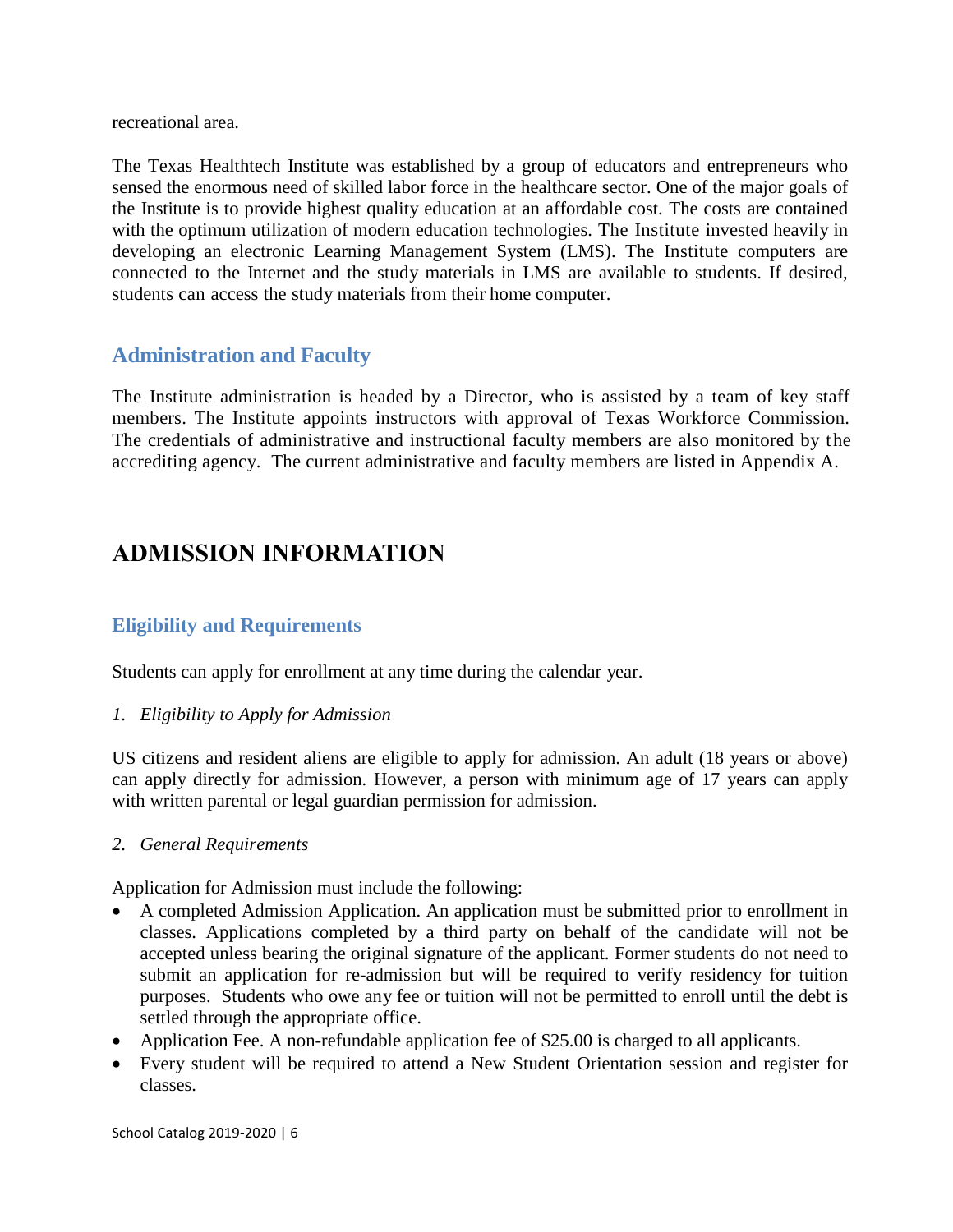recreational area.

The Texas Healthtech Institute was established by a group of educators and entrepreneurs who sensed the enormous need of skilled labor force in the healthcare sector. One of the major goals of the Institute is to provide highest quality education at an affordable cost. The costs are contained with the optimum utilization of modern education technologies. The Institute invested heavily in developing an electronic Learning Management System (LMS). The Institute computers are connected to the Internet and the study materials in LMS are available to students. If desired, students can access the study materials from their home computer.

## Administration and Faculty

The Institute administration is headed by a Director, who is assisted by a team of key staff members. The Institute appoints instructors with approval of Texas Workforce Commission. The credentials of administrative and instructional faculty members are also monitored by the accrediting agency. The current administrative and faculty members are listed in Appendix A.

# ADMISSION INFORMATION

## Eligibility and Requirements

Students can apply for enrollment at any time during the calendar year.

*1. Eligibility to Apply for Admission*

US citizens and resident aliens are eligible to apply for admission. An adult (18 years or above) can apply directly for admission. However, a person with minimum age of 17 years can apply with written parental or legal guardian permission for admission.

*2. General Requirements*

Application for Admission must include the following:

- A completed Admission Application. An application must be submitted prior to enrollment in classes. Applications completed by a third party on behalf of the candidate will not be accepted unless bearing the original signature of the applicant. Former students do not need to submit an application for re-admission but will be required to verify residency for tuition purposes. Students who owe any fee or tuition will not be permitted to enroll until the debt is settled through the appropriate office.
- Application Fee. A non-refundable application fee of $25.00 is charged to all applicants.
- Every student will be required to attend a New Student Orientation session and register for classes.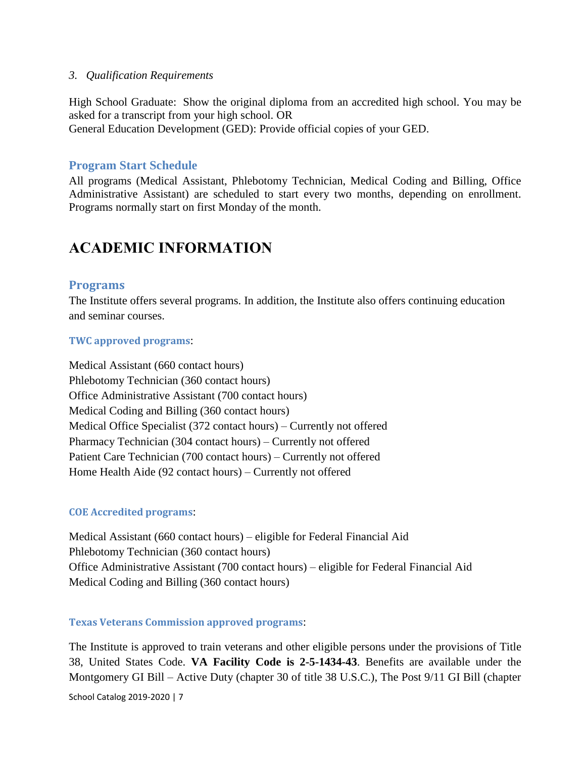*3. Qualification Requirements*

High School Graduate: Show the original diploma from an accredited high school. You may be asked for a transcript from your high school. OR
General Education Development (GED): Provide official copies of your GED.

## Program Start Schedule

All programs (Medical Assistant, Phlebotomy Technician, Medical Coding and Billing, Office Administrative Assistant) are scheduled to start every two months, depending on enrollment. Programs normally start on first Monday of the month.

# ACADEMIC INFORMATION

## Programs

The Institute offers several programs. In addition, the Institute also offers continuing education and seminar courses.

### TWC approved programs:

Medical Assistant (660 contact hours)
Phlebotomy Technician (360 contact hours)
Office Administrative Assistant (700 contact hours)
Medical Coding and Billing (360 contact hours)
Medical Office Specialist (372 contact hours) – Currently not offered
Pharmacy Technician (304 contact hours) – Currently not offered
Patient Care Technician (700 contact hours) – Currently not offered
Home Health Aide (92 contact hours) – Currently not offered

### COE Accredited programs:

Medical Assistant (660 contact hours) – eligible for Federal Financial Aid
Phlebotomy Technician (360 contact hours)
Office Administrative Assistant (700 contact hours) – eligible for Federal Financial Aid
Medical Coding and Billing (360 contact hours)

### Texas Veterans Commission approved programs:

The Institute is approved to train veterans and other eligible persons under the provisions of Title 38, United States Code. **VA Facility Code is 2-5-1434-43**. Benefits are available under the Montgomery GI Bill – Active Duty (chapter 30 of title 38 U.S.C.), The Post 9/11 GI Bill (chapter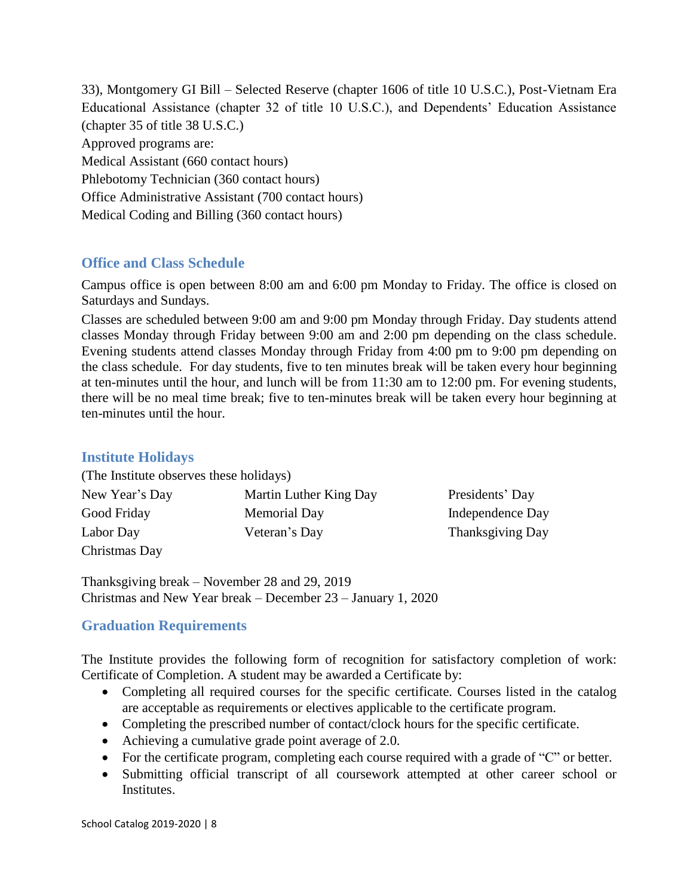33), Montgomery GI Bill – Selected Reserve (chapter 1606 of title 10 U.S.C.), Post-Vietnam Era Educational Assistance (chapter 32 of title 10 U.S.C.), and Dependents' Education Assistance (chapter 35 of title 38 U.S.C.)

Approved programs are:

Medical Assistant (660 contact hours)

Phlebotomy Technician (360 contact hours)

Office Administrative Assistant (700 contact hours)

Medical Coding and Billing (360 contact hours)

## Office and Class Schedule

Campus office is open between 8:00 am and 6:00 pm Monday to Friday. The office is closed on Saturdays and Sundays.

Classes are scheduled between 9:00 am and 9:00 pm Monday through Friday. Day students attend classes Monday through Friday between 9:00 am and 2:00 pm depending on the class schedule. Evening students attend classes Monday through Friday from 4:00 pm to 9:00 pm depending on the class schedule. For day students, five to ten minutes break will be taken every hour beginning at ten-minutes until the hour, and lunch will be from 11:30 am to 12:00 pm. For evening students, there will be no meal time break; five to ten-minutes break will be taken every hour beginning at ten-minutes until the hour.

## Institute Holidays

(The Institute observes these holidays)

| | | |
|---|---|---|
| New Year's Day | Martin Luther King Day | Presidents' Day |
| Good Friday | Memorial Day | Independence Day |
| Labor Day | Veteran's Day | Thanksgiving Day |
| Christmas Day | | |

Thanksgiving break – November 28 and 29, 2019

Christmas and New Year break – December 23 – January 1, 2020

## Graduation Requirements

The Institute provides the following form of recognition for satisfactory completion of work: Certificate of Completion. A student may be awarded a Certificate by:

- Completing all required courses for the specific certificate. Courses listed in the catalog are acceptable as requirements or electives applicable to the certificate program.
- Completing the prescribed number of contact/clock hours for the specific certificate.
- Achieving a cumulative grade point average of 2.0.
- For the certificate program, completing each course required with a grade of "C" or better.
- Submitting official transcript of all coursework attempted at other career school or Institutes.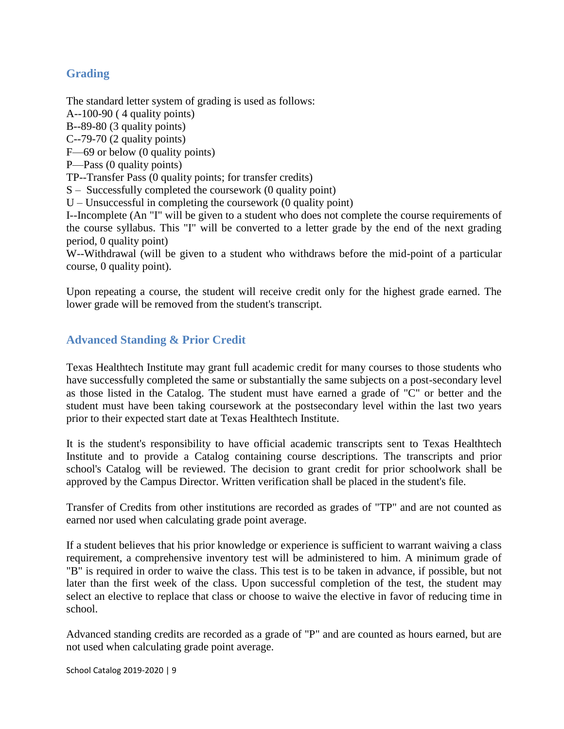## Grading

The standard letter system of grading is used as follows:
A--100-90 ( 4 quality points)
B--89-80 (3 quality points)
C--79-70 (2 quality points)
F—69 or below (0 quality points)
P—Pass (0 quality points)
TP--Transfer Pass (0 quality points; for transfer credits)
S – Successfully completed the coursework (0 quality point)
U – Unsuccessful in completing the coursework (0 quality point)
I--Incomplete (An "I" will be given to a student who does not complete the course requirements of the course syllabus. This "I" will be converted to a letter grade by the end of the next grading period, 0 quality point)
W--Withdrawal (will be given to a student who withdraws before the mid-point of a particular course, 0 quality point).

Upon repeating a course, the student will receive credit only for the highest grade earned. The lower grade will be removed from the student's transcript.

## Advanced Standing & Prior Credit

Texas Healthtech Institute may grant full academic credit for many courses to those students who have successfully completed the same or substantially the same subjects on a post-secondary level as those listed in the Catalog. The student must have earned a grade of "C" or better and the student must have been taking coursework at the postsecondary level within the last two years prior to their expected start date at Texas Healthtech Institute.

It is the student's responsibility to have official academic transcripts sent to Texas Healthtech Institute and to provide a Catalog containing course descriptions. The transcripts and prior school's Catalog will be reviewed. The decision to grant credit for prior schoolwork shall be approved by the Campus Director. Written verification shall be placed in the student's file.

Transfer of Credits from other institutions are recorded as grades of "TP" and are not counted as earned nor used when calculating grade point average.

If a student believes that his prior knowledge or experience is sufficient to warrant waiving a class requirement, a comprehensive inventory test will be administered to him. A minimum grade of "B" is required in order to waive the class. This test is to be taken in advance, if possible, but not later than the first week of the class. Upon successful completion of the test, the student may select an elective to replace that class or choose to waive the elective in favor of reducing time in school.

Advanced standing credits are recorded as a grade of "P" and are counted as hours earned, but are not used when calculating grade point average.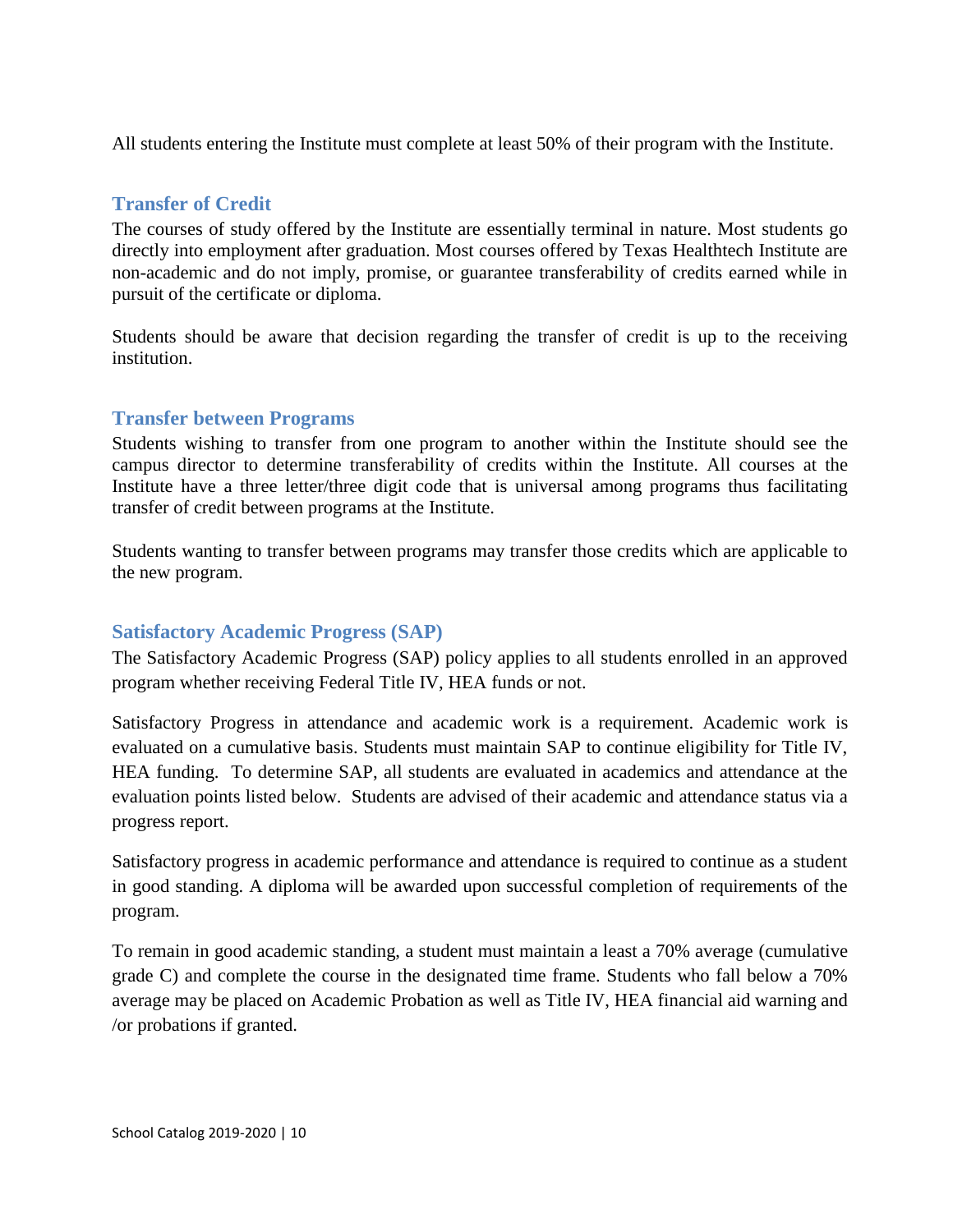All students entering the Institute must complete at least 50% of their program with the Institute.

## Transfer of Credit

The courses of study offered by the Institute are essentially terminal in nature. Most students go directly into employment after graduation. Most courses offered by Texas Healthtech Institute are non-academic and do not imply, promise, or guarantee transferability of credits earned while in pursuit of the certificate or diploma.

Students should be aware that decision regarding the transfer of credit is up to the receiving institution.

## Transfer between Programs

Students wishing to transfer from one program to another within the Institute should see the campus director to determine transferability of credits within the Institute. All courses at the Institute have a three letter/three digit code that is universal among programs thus facilitating transfer of credit between programs at the Institute.

Students wanting to transfer between programs may transfer those credits which are applicable to the new program.

## Satisfactory Academic Progress (SAP)

The Satisfactory Academic Progress (SAP) policy applies to all students enrolled in an approved program whether receiving Federal Title IV, HEA funds or not.

Satisfactory Progress in attendance and academic work is a requirement. Academic work is evaluated on a cumulative basis. Students must maintain SAP to continue eligibility for Title IV, HEA funding. To determine SAP, all students are evaluated in academics and attendance at the evaluation points listed below. Students are advised of their academic and attendance status via a progress report.

Satisfactory progress in academic performance and attendance is required to continue as a student in good standing. A diploma will be awarded upon successful completion of requirements of the program.

To remain in good academic standing, a student must maintain a least a 70% average (cumulative grade C) and complete the course in the designated time frame. Students who fall below a 70% average may be placed on Academic Probation as well as Title IV, HEA financial aid warning and /or probations if granted.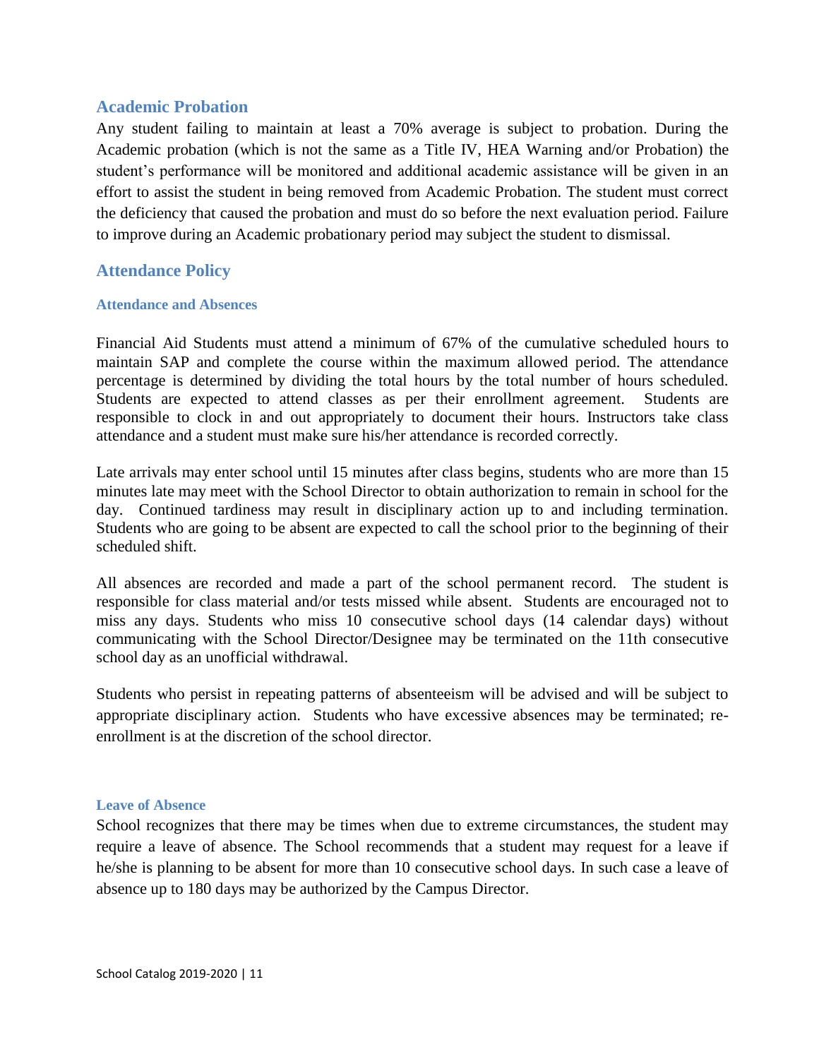## Academic Probation

Any student failing to maintain at least a 70% average is subject to probation. During the Academic probation (which is not the same as a Title IV, HEA Warning and/or Probation) the student's performance will be monitored and additional academic assistance will be given in an effort to assist the student in being removed from Academic Probation. The student must correct the deficiency that caused the probation and must do so before the next evaluation period. Failure to improve during an Academic probationary period may subject the student to dismissal.

## Attendance Policy

### Attendance and Absences

Financial Aid Students must attend a minimum of 67% of the cumulative scheduled hours to maintain SAP and complete the course within the maximum allowed period. The attendance percentage is determined by dividing the total hours by the total number of hours scheduled. Students are expected to attend classes as per their enrollment agreement. Students are responsible to clock in and out appropriately to document their hours. Instructors take class attendance and a student must make sure his/her attendance is recorded correctly.

Late arrivals may enter school until 15 minutes after class begins, students who are more than 15 minutes late may meet with the School Director to obtain authorization to remain in school for the day. Continued tardiness may result in disciplinary action up to and including termination. Students who are going to be absent are expected to call the school prior to the beginning of their scheduled shift.

All absences are recorded and made a part of the school permanent record. The student is responsible for class material and/or tests missed while absent. Students are encouraged not to miss any days. Students who miss 10 consecutive school days (14 calendar days) without communicating with the School Director/Designee may be terminated on the 11th consecutive school day as an unofficial withdrawal.

Students who persist in repeating patterns of absenteeism will be advised and will be subject to appropriate disciplinary action. Students who have excessive absences may be terminated; re-enrollment is at the discretion of the school director.

### Leave of Absence

School recognizes that there may be times when due to extreme circumstances, the student may require a leave of absence. The School recommends that a student may request for a leave if he/she is planning to be absent for more than 10 consecutive school days. In such case a leave of absence up to 180 days may be authorized by the Campus Director.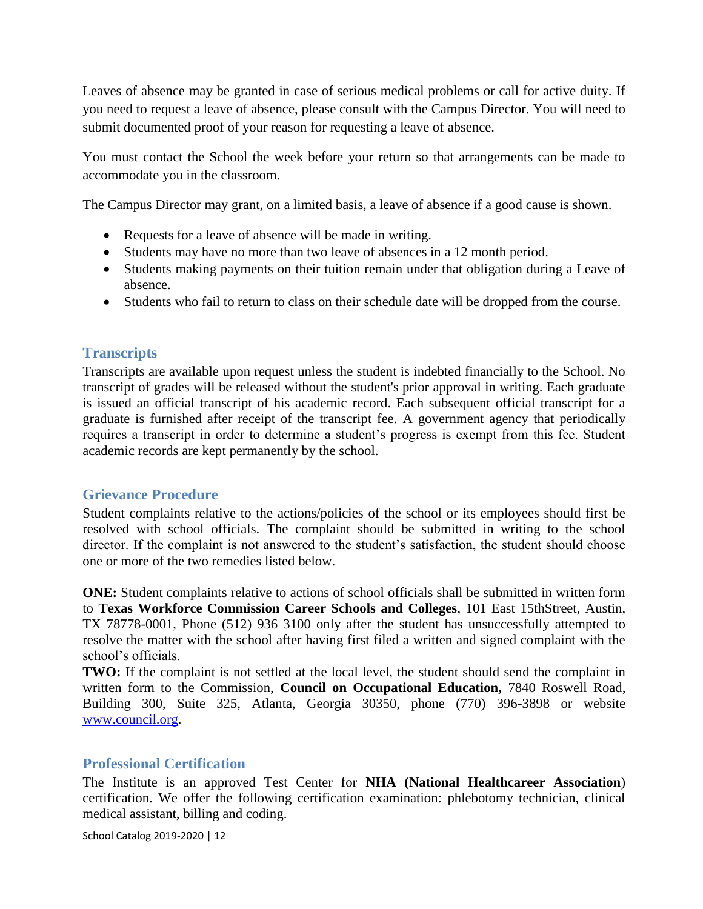Leaves of absence may be granted in case of serious medical problems or call for active duty. If you need to request a leave of absence, please consult with the Campus Director. You will need to submit documented proof of your reason for requesting a leave of absence.

You must contact the School the week before your return so that arrangements can be made to accommodate you in the classroom.

The Campus Director may grant, on a limited basis, a leave of absence if a good cause is shown.

- Requests for a leave of absence will be made in writing.
- Students may have no more than two leave of absences in a 12 month period.
- Students making payments on their tuition remain under that obligation during a Leave of absence.
- Students who fail to return to class on their schedule date will be dropped from the course.

## Transcripts

Transcripts are available upon request unless the student is indebted financially to the School. No transcript of grades will be released without the student's prior approval in writing. Each graduate is issued an official transcript of his academic record. Each subsequent official transcript for a graduate is furnished after receipt of the transcript fee. A government agency that periodically requires a transcript in order to determine a student's progress is exempt from this fee. Student academic records are kept permanently by the school.

## Grievance Procedure

Student complaints relative to the actions/policies of the school or its employees should first be resolved with school officials. The complaint should be submitted in writing to the school director. If the complaint is not answered to the student's satisfaction, the student should choose one or more of the two remedies listed below.

**ONE:** Student complaints relative to actions of school officials shall be submitted in written form to **Texas Workforce Commission Career Schools and Colleges**, 101 East 15thStreet, Austin, TX 78778-0001, Phone (512) 936 3100 only after the student has unsuccessfully attempted to resolve the matter with the school after having first filed a written and signed complaint with the school's officials.
**TWO:** If the complaint is not settled at the local level, the student should send the complaint in written form to the Commission, **Council on Occupational Education,** 7840 Roswell Road, Building 300, Suite 325, Atlanta, Georgia 30350, phone (770) 396-3898 or website www.council.org.

## Professional Certification

The Institute is an approved Test Center for **NHA (National Healthcareer Association**) certification. We offer the following certification examination: phlebotomy technician, clinical medical assistant, billing and coding.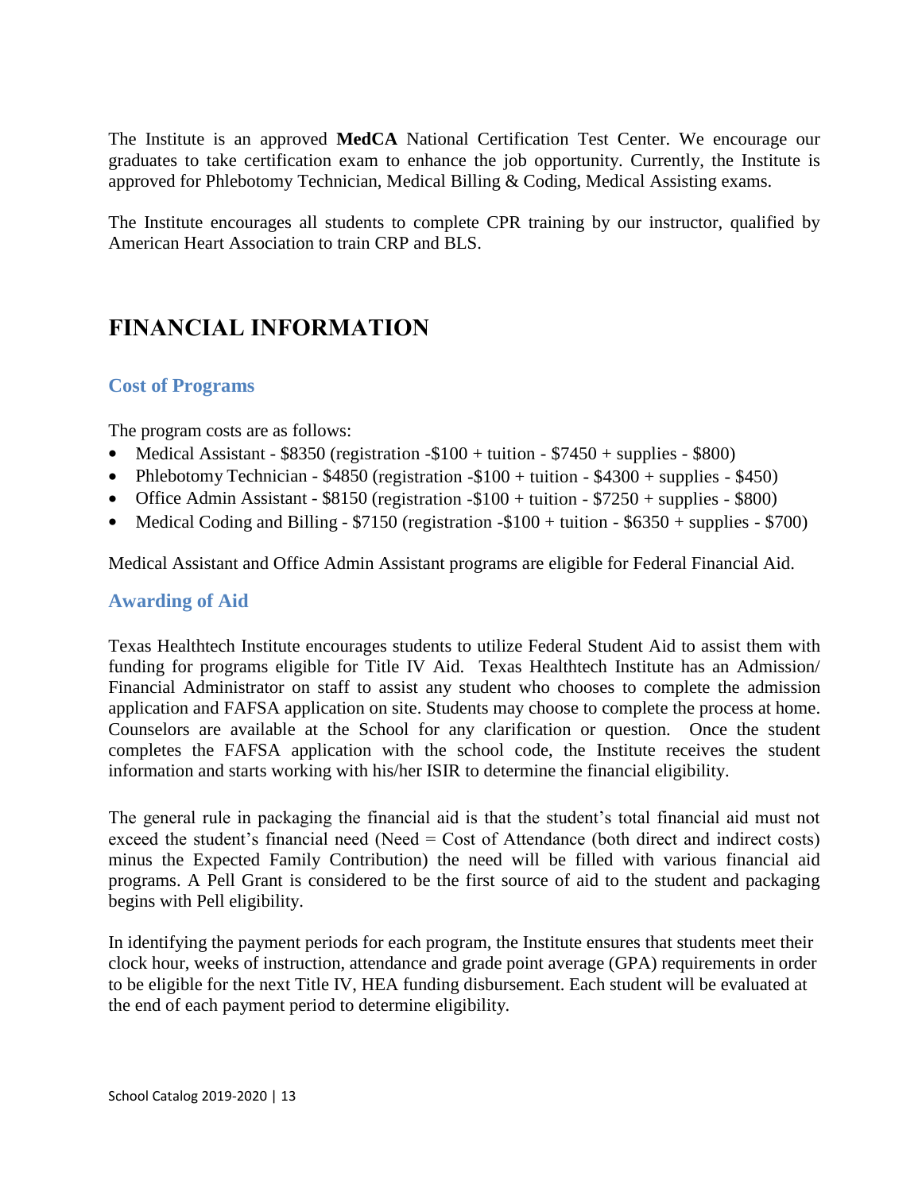The Institute is an approved **MedCA** National Certification Test Center. We encourage our graduates to take certification exam to enhance the job opportunity. Currently, the Institute is approved for Phlebotomy Technician, Medical Billing & Coding, Medical Assisting exams.

The Institute encourages all students to complete CPR training by our instructor, qualified by American Heart Association to train CRP and BLS.

# FINANCIAL INFORMATION

## Cost of Programs

The program costs are as follows:

- Medical Assistant - $8350 (registration -$100 + tuition - $7450 + supplies - $800)
- Phlebotomy Technician - $4850 (registration -$100 + tuition - $4300 + supplies - $450)
- Office Admin Assistant - $8150 (registration -$100 + tuition - $7250 + supplies - $800)
- Medical Coding and Billing - $7150 (registration -$100 + tuition - $6350 + supplies - $700)

Medical Assistant and Office Admin Assistant programs are eligible for Federal Financial Aid.

## Awarding of Aid

Texas Healthtech Institute encourages students to utilize Federal Student Aid to assist them with funding for programs eligible for Title IV Aid. Texas Healthtech Institute has an Admission/ Financial Administrator on staff to assist any student who chooses to complete the admission application and FAFSA application on site. Students may choose to complete the process at home. Counselors are available at the School for any clarification or question. Once the student completes the FAFSA application with the school code, the Institute receives the student information and starts working with his/her ISIR to determine the financial eligibility.

The general rule in packaging the financial aid is that the student's total financial aid must not exceed the student's financial need (Need = Cost of Attendance (both direct and indirect costs) minus the Expected Family Contribution) the need will be filled with various financial aid programs. A Pell Grant is considered to be the first source of aid to the student and packaging begins with Pell eligibility.

In identifying the payment periods for each program, the Institute ensures that students meet their clock hour, weeks of instruction, attendance and grade point average (GPA) requirements in order to be eligible for the next Title IV, HEA funding disbursement. Each student will be evaluated at the end of each payment period to determine eligibility.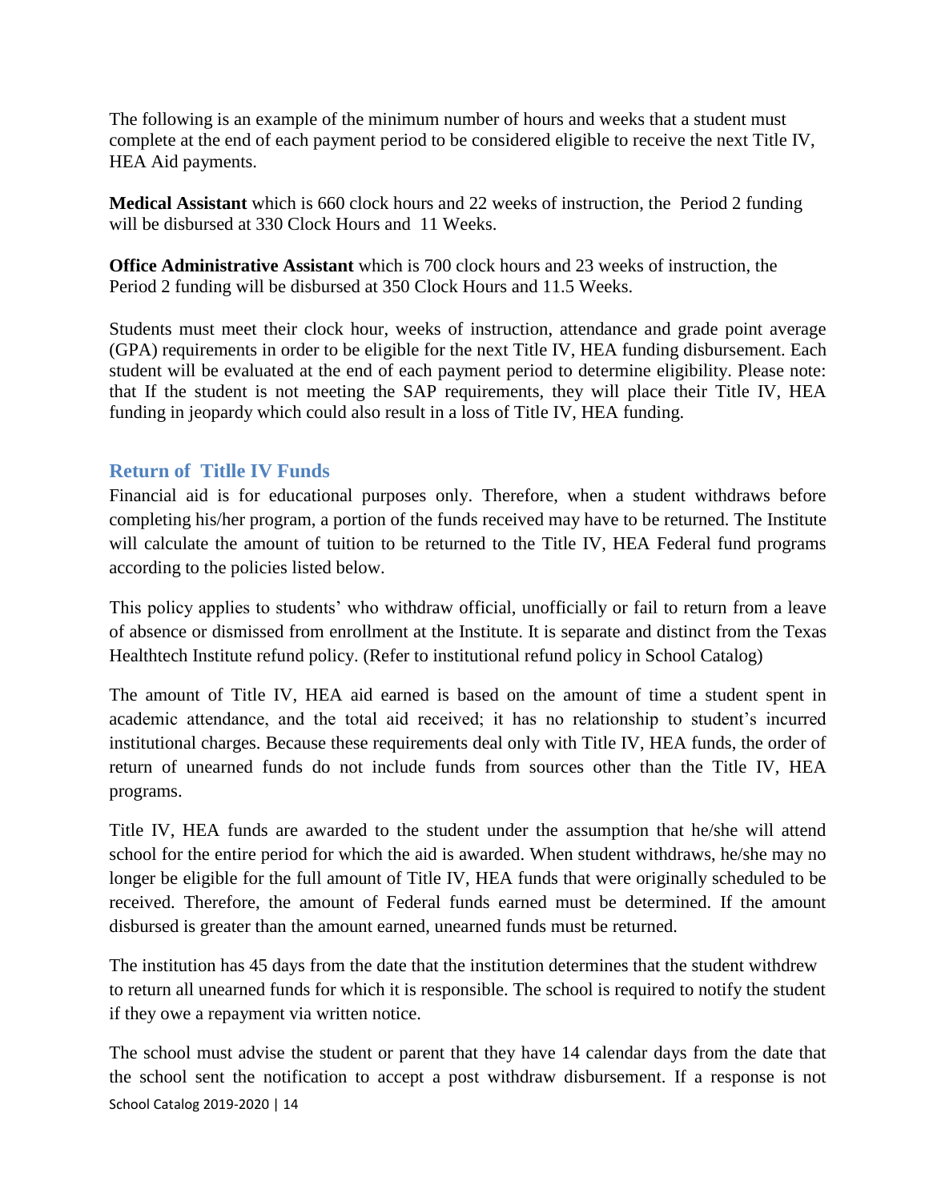The following is an example of the minimum number of hours and weeks that a student must complete at the end of each payment period to be considered eligible to receive the next Title IV, HEA Aid payments.

**Medical Assistant** which is 660 clock hours and 22 weeks of instruction, the Period 2 funding will be disbursed at 330 Clock Hours and 11 Weeks.

**Office Administrative Assistant** which is 700 clock hours and 23 weeks of instruction, the Period 2 funding will be disbursed at 350 Clock Hours and 11.5 Weeks.

Students must meet their clock hour, weeks of instruction, attendance and grade point average (GPA) requirements in order to be eligible for the next Title IV, HEA funding disbursement. Each student will be evaluated at the end of each payment period to determine eligibility. Please note: that If the student is not meeting the SAP requirements, they will place their Title IV, HEA funding in jeopardy which could also result in a loss of Title IV, HEA funding.

## Return of Titlle IV Funds

Financial aid is for educational purposes only. Therefore, when a student withdraws before completing his/her program, a portion of the funds received may have to be returned. The Institute will calculate the amount of tuition to be returned to the Title IV, HEA Federal fund programs according to the policies listed below.

This policy applies to students' who withdraw official, unofficially or fail to return from a leave of absence or dismissed from enrollment at the Institute. It is separate and distinct from the Texas Healthtech Institute refund policy. (Refer to institutional refund policy in School Catalog)

The amount of Title IV, HEA aid earned is based on the amount of time a student spent in academic attendance, and the total aid received; it has no relationship to student's incurred institutional charges. Because these requirements deal only with Title IV, HEA funds, the order of return of unearned funds do not include funds from sources other than the Title IV, HEA programs.

Title IV, HEA funds are awarded to the student under the assumption that he/she will attend school for the entire period for which the aid is awarded. When student withdraws, he/she may no longer be eligible for the full amount of Title IV, HEA funds that were originally scheduled to be received. Therefore, the amount of Federal funds earned must be determined. If the amount disbursed is greater than the amount earned, unearned funds must be returned.

The institution has 45 days from the date that the institution determines that the student withdrew to return all unearned funds for which it is responsible. The school is required to notify the student if they owe a repayment via written notice.

The school must advise the student or parent that they have 14 calendar days from the date that the school sent the notification to accept a post withdraw disbursement. If a response is not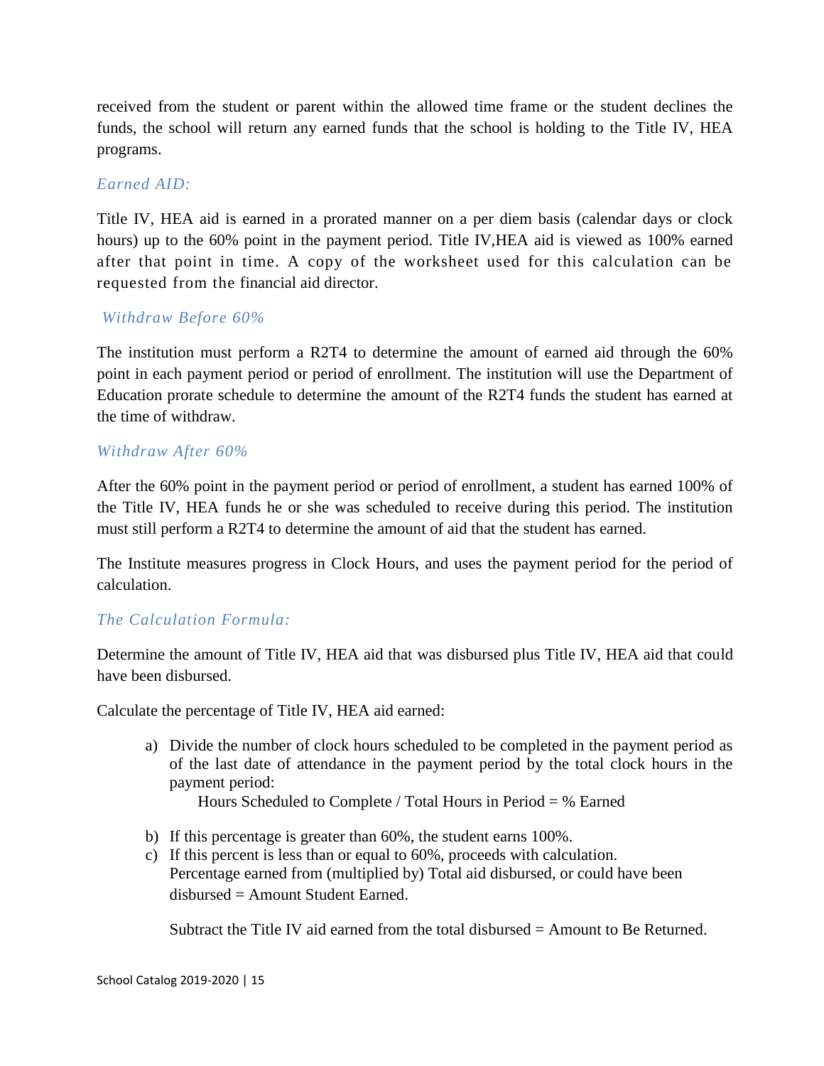received from the student or parent within the allowed time frame or the student declines the funds, the school will return any earned funds that the school is holding to the Title IV, HEA programs.

### *Earned AID:*

Title IV, HEA aid is earned in a prorated manner on a per diem basis (calendar days or clock hours) up to the 60% point in the payment period. Title IV,HEA aid is viewed as 100% earned after that point in time. A copy of the worksheet used for this calculation can be requested from the financial aid director.

### *Withdraw Before 60%*

The institution must perform a R2T4 to determine the amount of earned aid through the 60% point in each payment period or period of enrollment. The institution will use the Department of Education prorate schedule to determine the amount of the R2T4 funds the student has earned at the time of withdraw.

### *Withdraw After 60%*

After the 60% point in the payment period or period of enrollment, a student has earned 100% of the Title IV, HEA funds he or she was scheduled to receive during this period. The institution must still perform a R2T4 to determine the amount of aid that the student has earned.

The Institute measures progress in Clock Hours, and uses the payment period for the period of calculation.

### *The Calculation Formula:*

Determine the amount of Title IV, HEA aid that was disbursed plus Title IV, HEA aid that could have been disbursed.

Calculate the percentage of Title IV, HEA aid earned:

a) Divide the number of clock hours scheduled to be completed in the payment period as of the last date of attendance in the payment period by the total clock hours in the payment period:
   Hours Scheduled to Complete / Total Hours in Period = % Earned

b) If this percentage is greater than 60%, the student earns 100%.

c) If this percent is less than or equal to 60%, proceeds with calculation.
   Percentage earned from (multiplied by) Total aid disbursed, or could have been disbursed = Amount Student Earned.

   Subtract the Title IV aid earned from the total disbursed = Amount to Be Returned.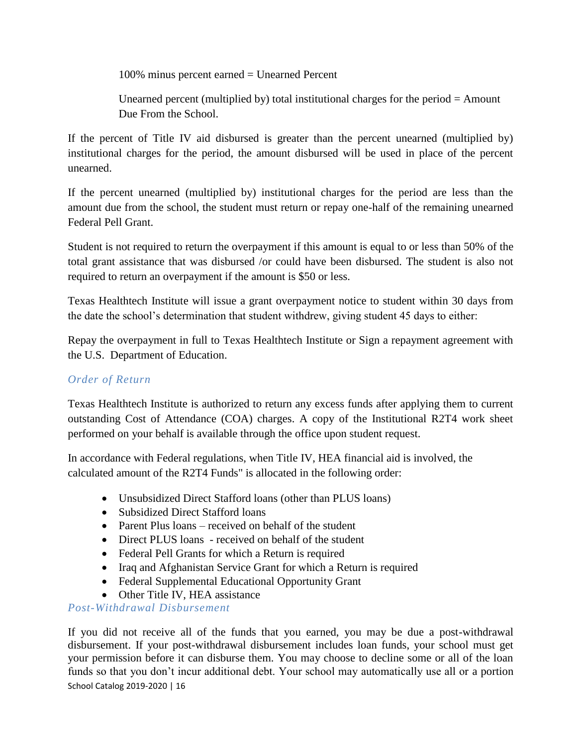100% minus percent earned = Unearned Percent

Unearned percent (multiplied by) total institutional charges for the period = Amount Due From the School.

If the percent of Title IV aid disbursed is greater than the percent unearned (multiplied by) institutional charges for the period, the amount disbursed will be used in place of the percent unearned.

If the percent unearned (multiplied by) institutional charges for the period are less than the amount due from the school, the student must return or repay one-half of the remaining unearned Federal Pell Grant.

Student is not required to return the overpayment if this amount is equal to or less than 50% of the total grant assistance that was disbursed /or could have been disbursed. The student is also not required to return an overpayment if the amount is $50 or less.

Texas Healthtech Institute will issue a grant overpayment notice to student within 30 days from the date the school's determination that student withdrew, giving student 45 days to either:

Repay the overpayment in full to Texas Healthtech Institute or Sign a repayment agreement with the U.S. Department of Education.

### *Order of Return*

Texas Healthtech Institute is authorized to return any excess funds after applying them to current outstanding Cost of Attendance (COA) charges. A copy of the Institutional R2T4 work sheet performed on your behalf is available through the office upon student request.

In accordance with Federal regulations, when Title IV, HEA financial aid is involved, the calculated amount of the R2T4 Funds" is allocated in the following order:

- Unsubsidized Direct Stafford loans (other than PLUS loans)
- Subsidized Direct Stafford loans
- Parent Plus loans – received on behalf of the student
- Direct PLUS loans - received on behalf of the student
- Federal Pell Grants for which a Return is required
- Iraq and Afghanistan Service Grant for which a Return is required
- Federal Supplemental Educational Opportunity Grant
- Other Title IV, HEA assistance

### *Post-Withdrawal Disbursement*

If you did not receive all of the funds that you earned, you may be due a post-withdrawal disbursement. If your post-withdrawal disbursement includes loan funds, your school must get your permission before it can disburse them. You may choose to decline some or all of the loan funds so that you don't incur additional debt. Your school may automatically use all or a portion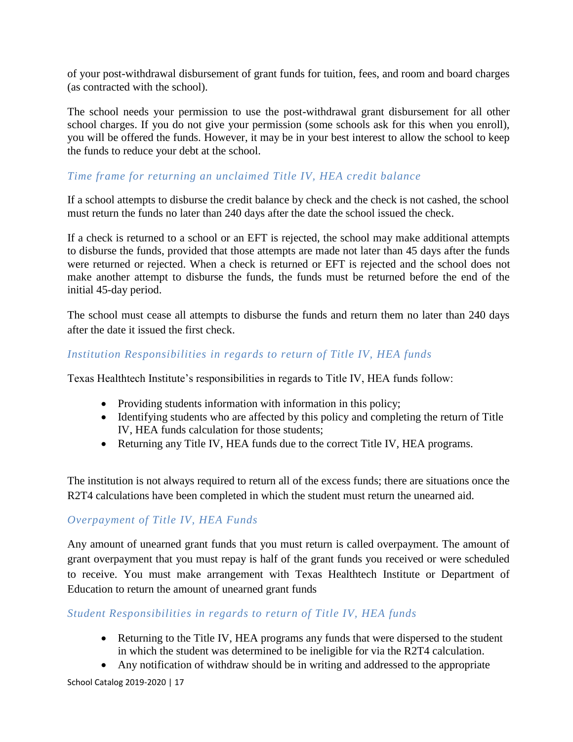of your post-withdrawal disbursement of grant funds for tuition, fees, and room and board charges (as contracted with the school).

The school needs your permission to use the post-withdrawal grant disbursement for all other school charges. If you do not give your permission (some schools ask for this when you enroll), you will be offered the funds. However, it may be in your best interest to allow the school to keep the funds to reduce your debt at the school.

### *Time frame for returning an unclaimed Title IV, HEA credit balance*

If a school attempts to disburse the credit balance by check and the check is not cashed, the school must return the funds no later than 240 days after the date the school issued the check.

If a check is returned to a school or an EFT is rejected, the school may make additional attempts to disburse the funds, provided that those attempts are made not later than 45 days after the funds were returned or rejected. When a check is returned or EFT is rejected and the school does not make another attempt to disburse the funds, the funds must be returned before the end of the initial 45-day period.

The school must cease all attempts to disburse the funds and return them no later than 240 days after the date it issued the first check.

### *Institution Responsibilities in regards to return of Title IV, HEA funds*

Texas Healthtech Institute's responsibilities in regards to Title IV, HEA funds follow:

- Providing students information with information in this policy;
- Identifying students who are affected by this policy and completing the return of Title IV, HEA funds calculation for those students;
- Returning any Title IV, HEA funds due to the correct Title IV, HEA programs.

The institution is not always required to return all of the excess funds; there are situations once the R2T4 calculations have been completed in which the student must return the unearned aid.

### *Overpayment of Title IV, HEA Funds*

Any amount of unearned grant funds that you must return is called overpayment. The amount of grant overpayment that you must repay is half of the grant funds you received or were scheduled to receive. You must make arrangement with Texas Healthtech Institute or Department of Education to return the amount of unearned grant funds

### *Student Responsibilities in regards to return of Title IV, HEA funds*

- Returning to the Title IV, HEA programs any funds that were dispersed to the student in which the student was determined to be ineligible for via the R2T4 calculation.
- Any notification of withdraw should be in writing and addressed to the appropriate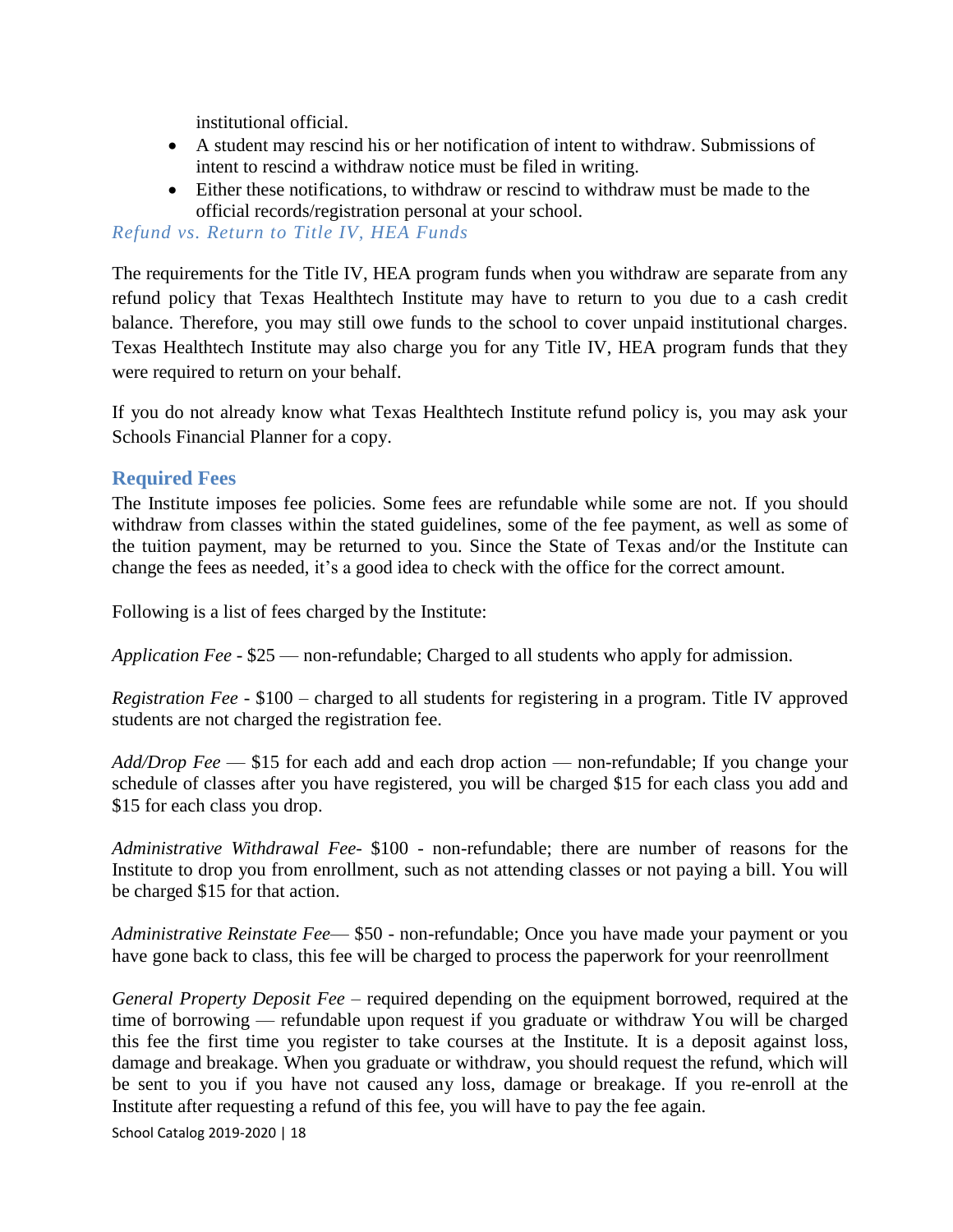institutional official.

- A student may rescind his or her notification of intent to withdraw. Submissions of intent to rescind a withdraw notice must be filed in writing.
- Either these notifications, to withdraw or rescind to withdraw must be made to the official records/registration personal at your school.

### *Refund vs. Return to Title IV, HEA Funds*

The requirements for the Title IV, HEA program funds when you withdraw are separate from any refund policy that Texas Healthtech Institute may have to return to you due to a cash credit balance. Therefore, you may still owe funds to the school to cover unpaid institutional charges. Texas Healthtech Institute may also charge you for any Title IV, HEA program funds that they were required to return on your behalf.

If you do not already know what Texas Healthtech Institute refund policy is, you may ask your Schools Financial Planner for a copy.

## Required Fees

The Institute imposes fee policies. Some fees are refundable while some are not. If you should withdraw from classes within the stated guidelines, some of the fee payment, as well as some of the tuition payment, may be returned to you. Since the State of Texas and/or the Institute can change the fees as needed, it's a good idea to check with the office for the correct amount.

Following is a list of fees charged by the Institute:

*Application Fee* - $25 — non-refundable; Charged to all students who apply for admission.

*Registration Fee* - $100 – charged to all students for registering in a program. Title IV approved students are not charged the registration fee.

*Add/Drop Fee* — $15 for each add and each drop action — non-refundable; If you change your schedule of classes after you have registered, you will be charged $15 for each class you add and $15 for each class you drop.

*Administrative Withdrawal Fee*- $100 - non-refundable; there are number of reasons for the Institute to drop you from enrollment, such as not attending classes or not paying a bill. You will be charged $15 for that action.

*Administrative Reinstate Fee*— $50 - non-refundable; Once you have made your payment or you have gone back to class, this fee will be charged to process the paperwork for your reenrollment

*General Property Deposit Fee* – required depending on the equipment borrowed, required at the time of borrowing — refundable upon request if you graduate or withdraw You will be charged this fee the first time you register to take courses at the Institute. It is a deposit against loss, damage and breakage. When you graduate or withdraw, you should request the refund, which will be sent to you if you have not caused any loss, damage or breakage. If you re-enroll at the Institute after requesting a refund of this fee, you will have to pay the fee again.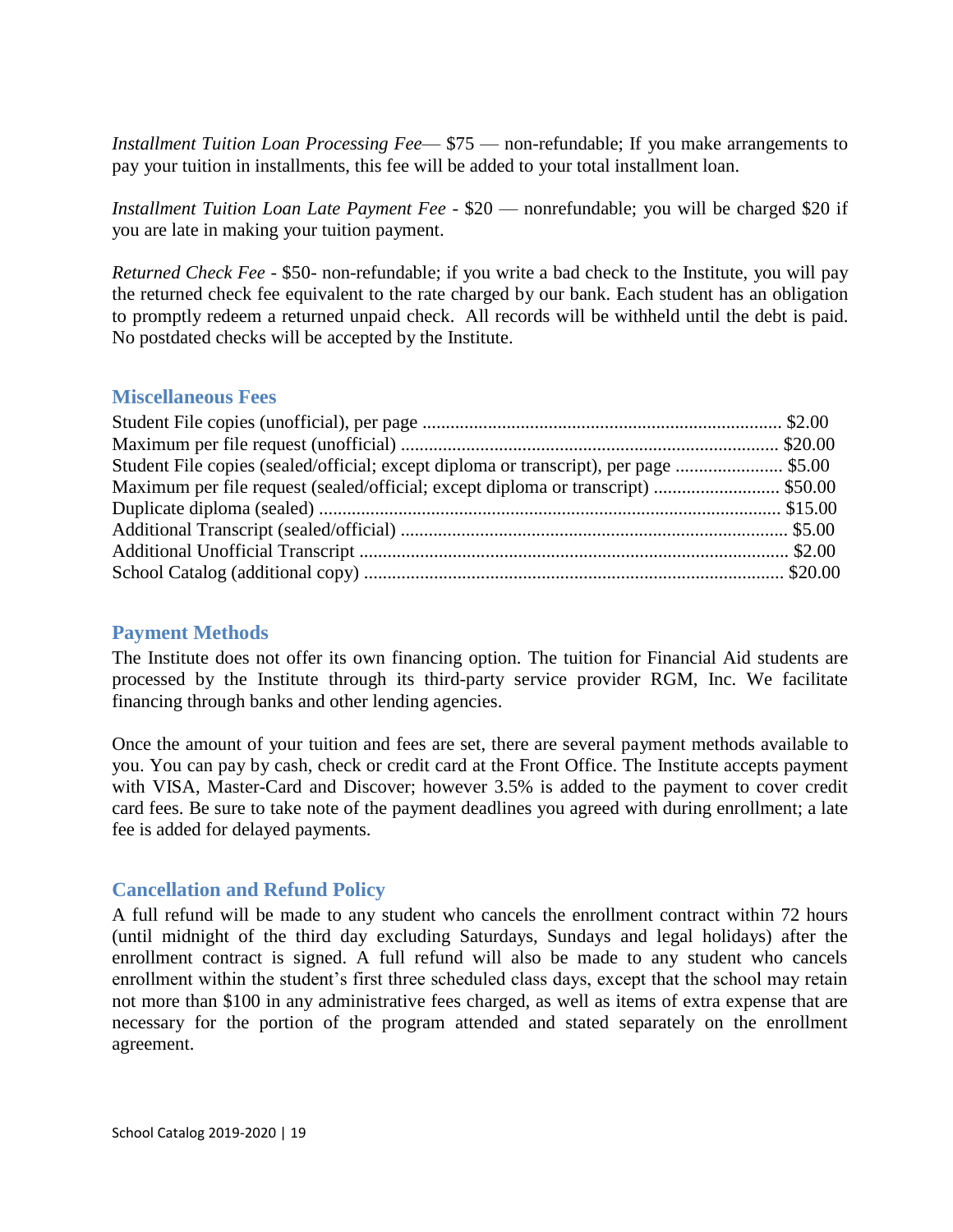*Installment Tuition Loan Processing Fee*— $75 — non-refundable; If you make arrangements to pay your tuition in installments, this fee will be added to your total installment loan.

*Installment Tuition Loan Late Payment Fee* - $20 — nonrefundable; you will be charged $20 if you are late in making your tuition payment.

*Returned Check Fee* - $50- non-refundable; if you write a bad check to the Institute, you will pay the returned check fee equivalent to the rate charged by our bank. Each student has an obligation to promptly redeem a returned unpaid check. All records will be withheld until the debt is paid. No postdated checks will be accepted by the Institute.

## Miscellaneous Fees

| | |
|---|---|
| Student File copies (unofficial), per page | $2.00 |
| Maximum per file request (unofficial) | $20.00 |
| Student File copies (sealed/official; except diploma or transcript), per page | $5.00 |
| Maximum per file request (sealed/official; except diploma or transcript) | $50.00 |
| Duplicate diploma (sealed) | $15.00 |
| Additional Transcript (sealed/official) | $5.00 |
| Additional Unofficial Transcript | $2.00 |
| School Catalog (additional copy) | $20.00 |

## Payment Methods

The Institute does not offer its own financing option. The tuition for Financial Aid students are processed by the Institute through its third-party service provider RGM, Inc. We facilitate financing through banks and other lending agencies.

Once the amount of your tuition and fees are set, there are several payment methods available to you. You can pay by cash, check or credit card at the Front Office. The Institute accepts payment with VISA, Master-Card and Discover; however 3.5% is added to the payment to cover credit card fees. Be sure to take note of the payment deadlines you agreed with during enrollment; a late fee is added for delayed payments.

## Cancellation and Refund Policy

A full refund will be made to any student who cancels the enrollment contract within 72 hours (until midnight of the third day excluding Saturdays, Sundays and legal holidays) after the enrollment contract is signed. A full refund will also be made to any student who cancels enrollment within the student's first three scheduled class days, except that the school may retain not more than $100 in any administrative fees charged, as well as items of extra expense that are necessary for the portion of the program attended and stated separately on the enrollment agreement.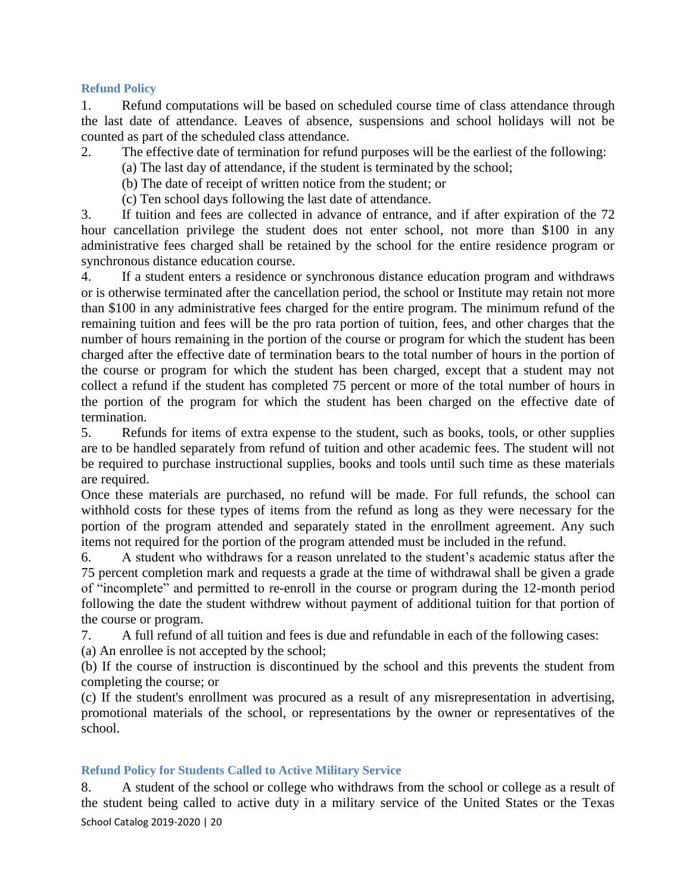## Refund Policy

1. Refund computations will be based on scheduled course time of class attendance through the last date of attendance. Leaves of absence, suspensions and school holidays will not be counted as part of the scheduled class attendance.

2. The effective date of termination for refund purposes will be the earliest of the following:
   (a) The last day of attendance, if the student is terminated by the school;
   (b) The date of receipt of written notice from the student; or
   (c) Ten school days following the last date of attendance.

3. If tuition and fees are collected in advance of entrance, and if after expiration of the 72 hour cancellation privilege the student does not enter school, not more than $100 in any administrative fees charged shall be retained by the school for the entire residence program or synchronous distance education course.

4. If a student enters a residence or synchronous distance education program and withdraws or is otherwise terminated after the cancellation period, the school or Institute may retain not more than $100 in any administrative fees charged for the entire program. The minimum refund of the remaining tuition and fees will be the pro rata portion of tuition, fees, and other charges that the number of hours remaining in the portion of the course or program for which the student has been charged after the effective date of termination bears to the total number of hours in the portion of the course or program for which the student has been charged, except that a student may not collect a refund if the student has completed 75 percent or more of the total number of hours in the portion of the program for which the student has been charged on the effective date of termination.

5. Refunds for items of extra expense to the student, such as books, tools, or other supplies are to be handled separately from refund of tuition and other academic fees. The student will not be required to purchase instructional supplies, books and tools until such time as these materials are required.

Once these materials are purchased, no refund will be made. For full refunds, the school can withhold costs for these types of items from the refund as long as they were necessary for the portion of the program attended and separately stated in the enrollment agreement. Any such items not required for the portion of the program attended must be included in the refund.

6. A student who withdraws for a reason unrelated to the student's academic status after the 75 percent completion mark and requests a grade at the time of withdrawal shall be given a grade of "incomplete" and permitted to re-enroll in the course or program during the 12-month period following the date the student withdrew without payment of additional tuition for that portion of the course or program.

7. A full refund of all tuition and fees is due and refundable in each of the following cases:
(a) An enrollee is not accepted by the school;
(b) If the course of instruction is discontinued by the school and this prevents the student from completing the course; or
(c) If the student's enrollment was procured as a result of any misrepresentation in advertising, promotional materials of the school, or representations by the owner or representatives of the school.

## Refund Policy for Students Called to Active Military Service

8. A student of the school or college who withdraws from the school or college as a result of the student being called to active duty in a military service of the United States or the Texas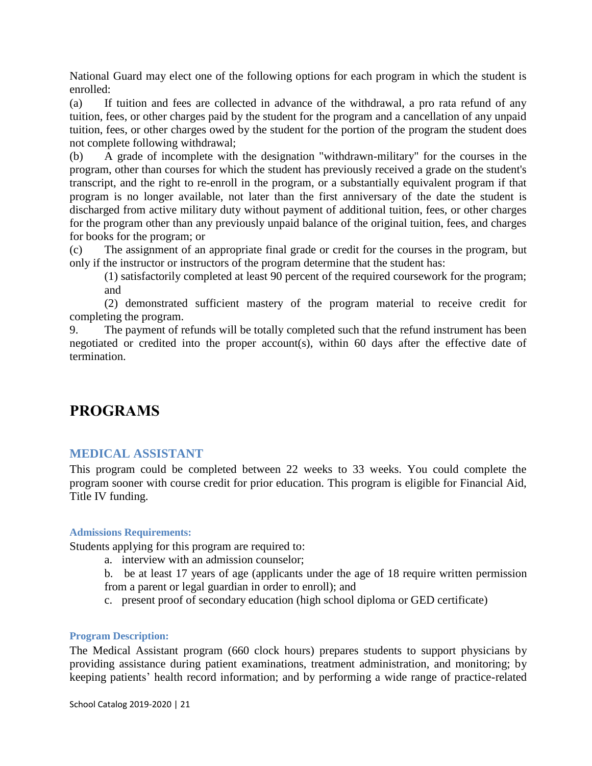National Guard may elect one of the following options for each program in which the student is enrolled:

(a) If tuition and fees are collected in advance of the withdrawal, a pro rata refund of any tuition, fees, or other charges paid by the student for the program and a cancellation of any unpaid tuition, fees, or other charges owed by the student for the portion of the program the student does not complete following withdrawal;

(b) A grade of incomplete with the designation "withdrawn-military" for the courses in the program, other than courses for which the student has previously received a grade on the student's transcript, and the right to re-enroll in the program, or a substantially equivalent program if that program is no longer available, not later than the first anniversary of the date the student is discharged from active military duty without payment of additional tuition, fees, or other charges for the program other than any previously unpaid balance of the original tuition, fees, and charges for books for the program; or

(c) The assignment of an appropriate final grade or credit for the courses in the program, but only if the instructor or instructors of the program determine that the student has:

(1) satisfactorily completed at least 90 percent of the required coursework for the program; and

(2) demonstrated sufficient mastery of the program material to receive credit for completing the program.

9. The payment of refunds will be totally completed such that the refund instrument has been negotiated or credited into the proper account(s), within 60 days after the effective date of termination.

# PROGRAMS

## MEDICAL ASSISTANT

This program could be completed between 22 weeks to 33 weeks. You could complete the program sooner with course credit for prior education. This program is eligible for Financial Aid, Title IV funding.

#### Admissions Requirements:

Students applying for this program are required to:

a. interview with an admission counselor;
b. be at least 17 years of age (applicants under the age of 18 require written permission from a parent or legal guardian in order to enroll); and
c. present proof of secondary education (high school diploma or GED certificate)

#### Program Description:

The Medical Assistant program (660 clock hours) prepares students to support physicians by providing assistance during patient examinations, treatment administration, and monitoring; by keeping patients' health record information; and by performing a wide range of practice-related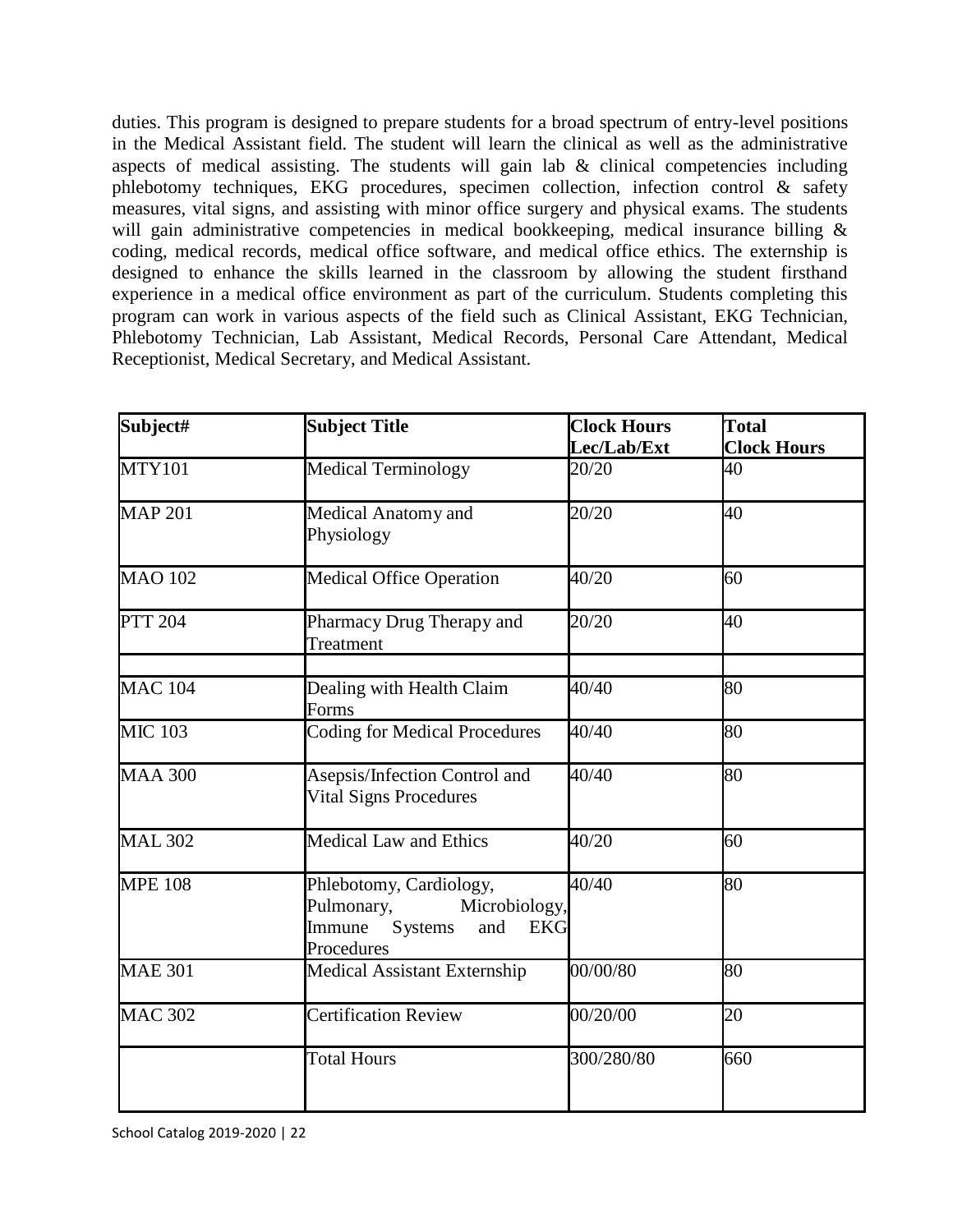duties. This program is designed to prepare students for a broad spectrum of entry-level positions in the Medical Assistant field. The student will learn the clinical as well as the administrative aspects of medical assisting. The students will gain lab & clinical competencies including phlebotomy techniques, EKG procedures, specimen collection, infection control & safety measures, vital signs, and assisting with minor office surgery and physical exams. The students will gain administrative competencies in medical bookkeeping, medical insurance billing & coding, medical records, medical office software, and medical office ethics. The externship is designed to enhance the skills learned in the classroom by allowing the student firsthand experience in a medical office environment as part of the curriculum. Students completing this program can work in various aspects of the field such as Clinical Assistant, EKG Technician, Phlebotomy Technician, Lab Assistant, Medical Records, Personal Care Attendant, Medical Receptionist, Medical Secretary, and Medical Assistant.

| **Subject#** | **Subject Title** | **Clock Hours Lec/Lab/Ext** | **Total Clock Hours** |
|---|---|---|---|
| MTY101 | Medical Terminology | 20/20 | 40 |
| MAP 201 | Medical Anatomy and Physiology | 20/20 | 40 |
| MAO 102 | Medical Office Operation | 40/20 | 60 |
| PTT 204 | Pharmacy Drug Therapy and Treatment | 20/20 | 40 |
| | | | |
| MAC 104 | Dealing with Health Claim Forms | 40/40 | 80 |
| MIC 103 | Coding for Medical Procedures | 40/40 | 80 |
| MAA 300 | Asepsis/Infection Control and Vital Signs Procedures | 40/40 | 80 |
| MAL 302 | Medical Law and Ethics | 40/20 | 60 |
| MPE 108 | Phlebotomy, Cardiology, Pulmonary, Microbiology, Immune Systems and EKG Procedures | 40/40 | 80 |
| MAE 301 | Medical Assistant Externship | 00/00/80 | 80 |
| MAC 302 | Certification Review | 00/20/00 | 20 |
| | Total Hours | 300/280/80 | 660 |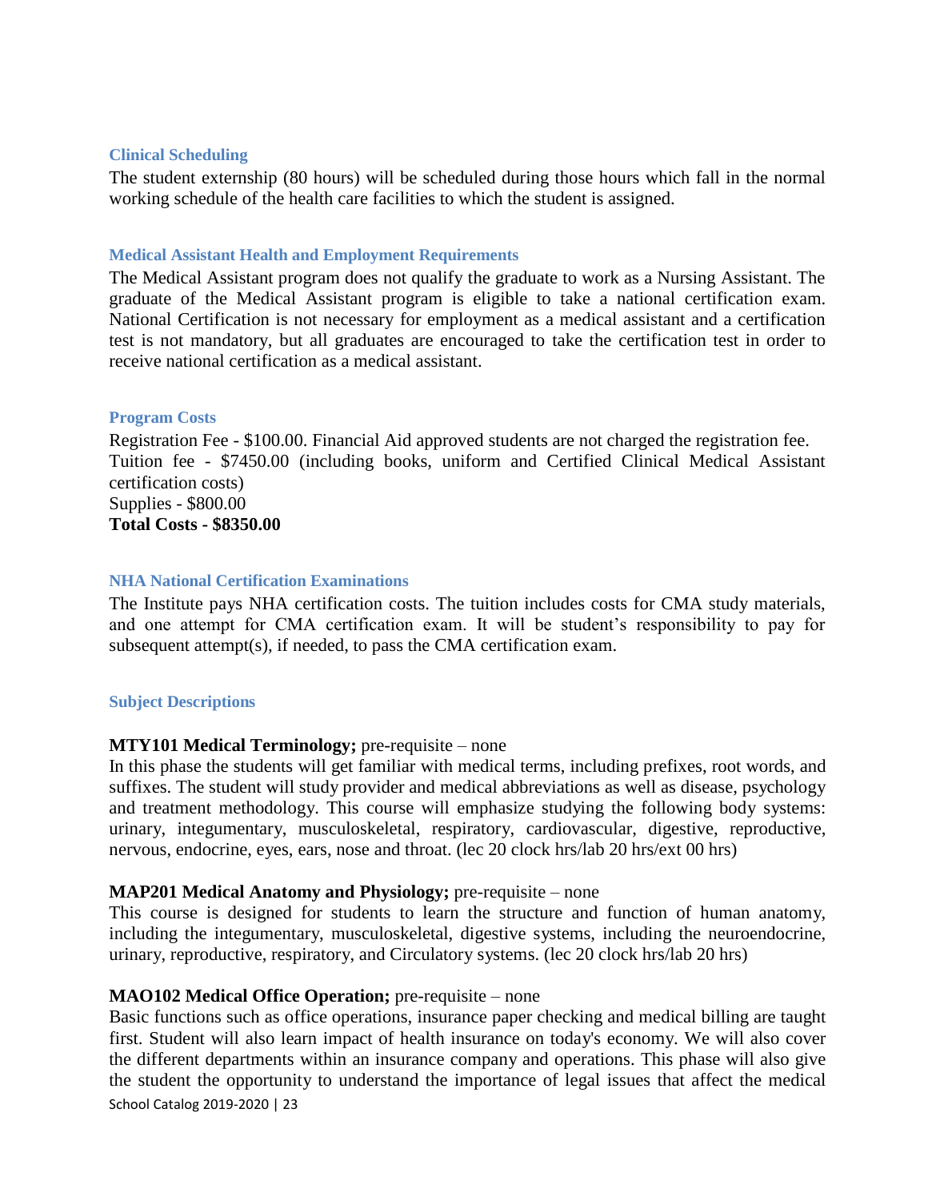### Clinical Scheduling

The student externship (80 hours) will be scheduled during those hours which fall in the normal working schedule of the health care facilities to which the student is assigned.

### Medical Assistant Health and Employment Requirements

The Medical Assistant program does not qualify the graduate to work as a Nursing Assistant. The graduate of the Medical Assistant program is eligible to take a national certification exam. National Certification is not necessary for employment as a medical assistant and a certification test is not mandatory, but all graduates are encouraged to take the certification test in order to receive national certification as a medical assistant.

### Program Costs

Registration Fee - $100.00. Financial Aid approved students are not charged the registration fee.
Tuition fee - $7450.00 (including books, uniform and Certified Clinical Medical Assistant certification costs)
Supplies - $800.00
**Total Costs - $8350.00**

### NHA National Certification Examinations

The Institute pays NHA certification costs. The tuition includes costs for CMA study materials, and one attempt for CMA certification exam. It will be student's responsibility to pay for subsequent attempt(s), if needed, to pass the CMA certification exam.

### Subject Descriptions

**MTY101 Medical Terminology;** pre-requisite – none
In this phase the students will get familiar with medical terms, including prefixes, root words, and suffixes. The student will study provider and medical abbreviations as well as disease, psychology and treatment methodology. This course will emphasize studying the following body systems: urinary, integumentary, musculoskeletal, respiratory, cardiovascular, digestive, reproductive, nervous, endocrine, eyes, ears, nose and throat. (lec 20 clock hrs/lab 20 hrs/ext 00 hrs)

**MAP201 Medical Anatomy and Physiology;** pre-requisite – none
This course is designed for students to learn the structure and function of human anatomy, including the integumentary, musculoskeletal, digestive systems, including the neuroendocrine, urinary, reproductive, respiratory, and Circulatory systems. (lec 20 clock hrs/lab 20 hrs)

**MAO102 Medical Office Operation;** pre-requisite – none
Basic functions such as office operations, insurance paper checking and medical billing are taught first. Student will also learn impact of health insurance on today's economy. We will also cover the different departments within an insurance company and operations. This phase will also give the student the opportunity to understand the importance of legal issues that affect the medical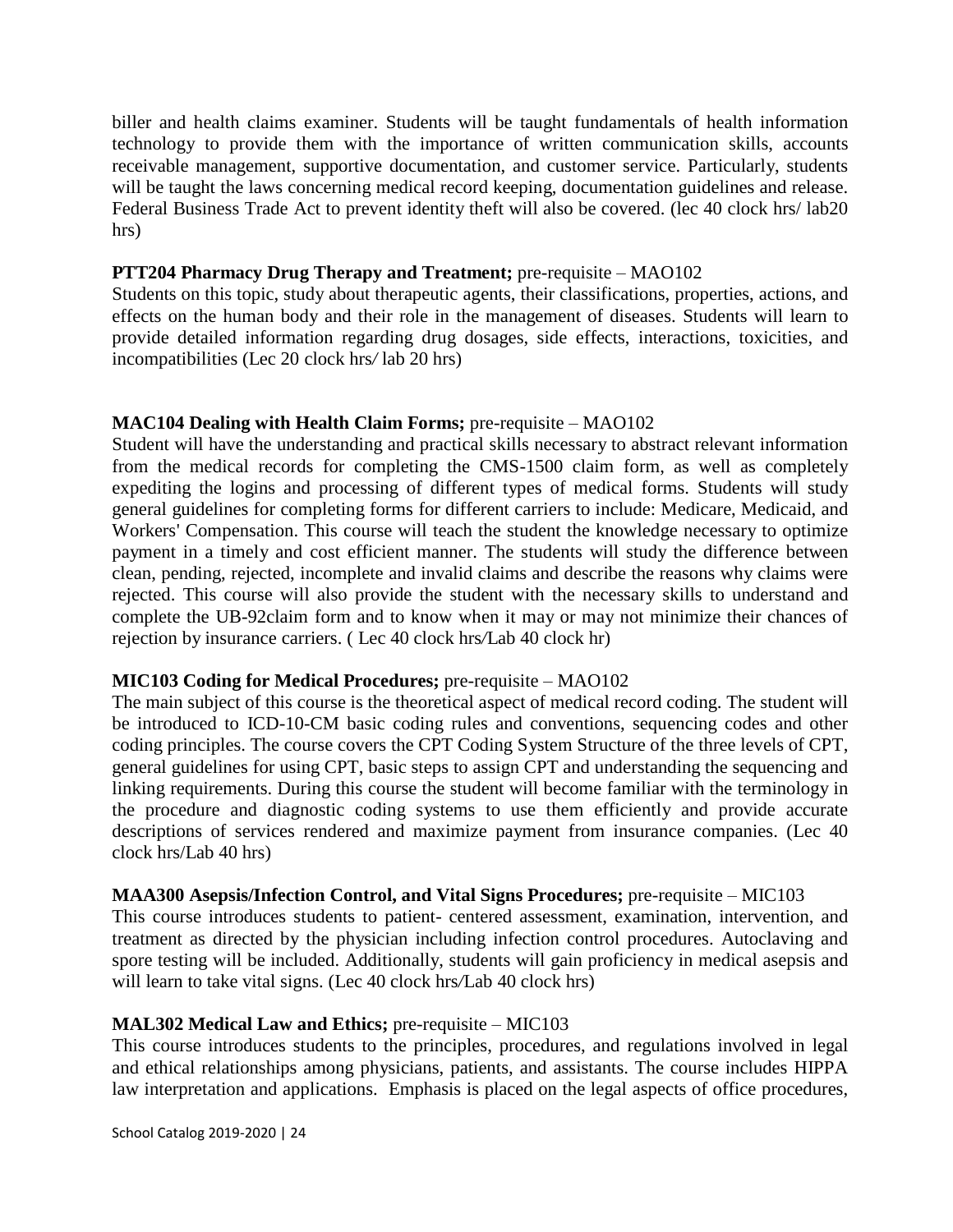biller and health claims examiner. Students will be taught fundamentals of health information technology to provide them with the importance of written communication skills, accounts receivable management, supportive documentation, and customer service. Particularly, students will be taught the laws concerning medical record keeping, documentation guidelines and release. Federal Business Trade Act to prevent identity theft will also be covered. (lec 40 clock hrs/ lab20 hrs)

**PTT204 Pharmacy Drug Therapy and Treatment;** pre-requisite – MAO102

Students on this topic, study about therapeutic agents, their classifications, properties, actions, and effects on the human body and their role in the management of diseases. Students will learn to provide detailed information regarding drug dosages, side effects, interactions, toxicities, and incompatibilities (Lec 20 clock hrs/ lab 20 hrs)

**MAC104 Dealing with Health Claim Forms;** pre-requisite – MAO102

Student will have the understanding and practical skills necessary to abstract relevant information from the medical records for completing the CMS-1500 claim form, as well as completely expediting the logins and processing of different types of medical forms. Students will study general guidelines for completing forms for different carriers to include: Medicare, Medicaid, and Workers' Compensation. This course will teach the student the knowledge necessary to optimize payment in a timely and cost efficient manner. The students will study the difference between clean, pending, rejected, incomplete and invalid claims and describe the reasons why claims were rejected. This course will also provide the student with the necessary skills to understand and complete the UB-92claim form and to know when it may or may not minimize their chances of rejection by insurance carriers. ( Lec 40 clock hrs/Lab 40 clock hr)

**MIC103 Coding for Medical Procedures;** pre-requisite – MAO102

The main subject of this course is the theoretical aspect of medical record coding. The student will be introduced to ICD-10-CM basic coding rules and conventions, sequencing codes and other coding principles. The course covers the CPT Coding System Structure of the three levels of CPT, general guidelines for using CPT, basic steps to assign CPT and understanding the sequencing and linking requirements. During this course the student will become familiar with the terminology in the procedure and diagnostic coding systems to use them efficiently and provide accurate descriptions of services rendered and maximize payment from insurance companies. (Lec 40 clock hrs/Lab 40 hrs)

**MAA300 Asepsis/Infection Control, and Vital Signs Procedures;** pre-requisite – MIC103

This course introduces students to patient- centered assessment, examination, intervention, and treatment as directed by the physician including infection control procedures. Autoclaving and spore testing will be included. Additionally, students will gain proficiency in medical asepsis and will learn to take vital signs. (Lec 40 clock hrs/Lab 40 clock hrs)

**MAL302 Medical Law and Ethics;** pre-requisite – MIC103

This course introduces students to the principles, procedures, and regulations involved in legal and ethical relationships among physicians, patients, and assistants. The course includes HIPPA law interpretation and applications. Emphasis is placed on the legal aspects of office procedures,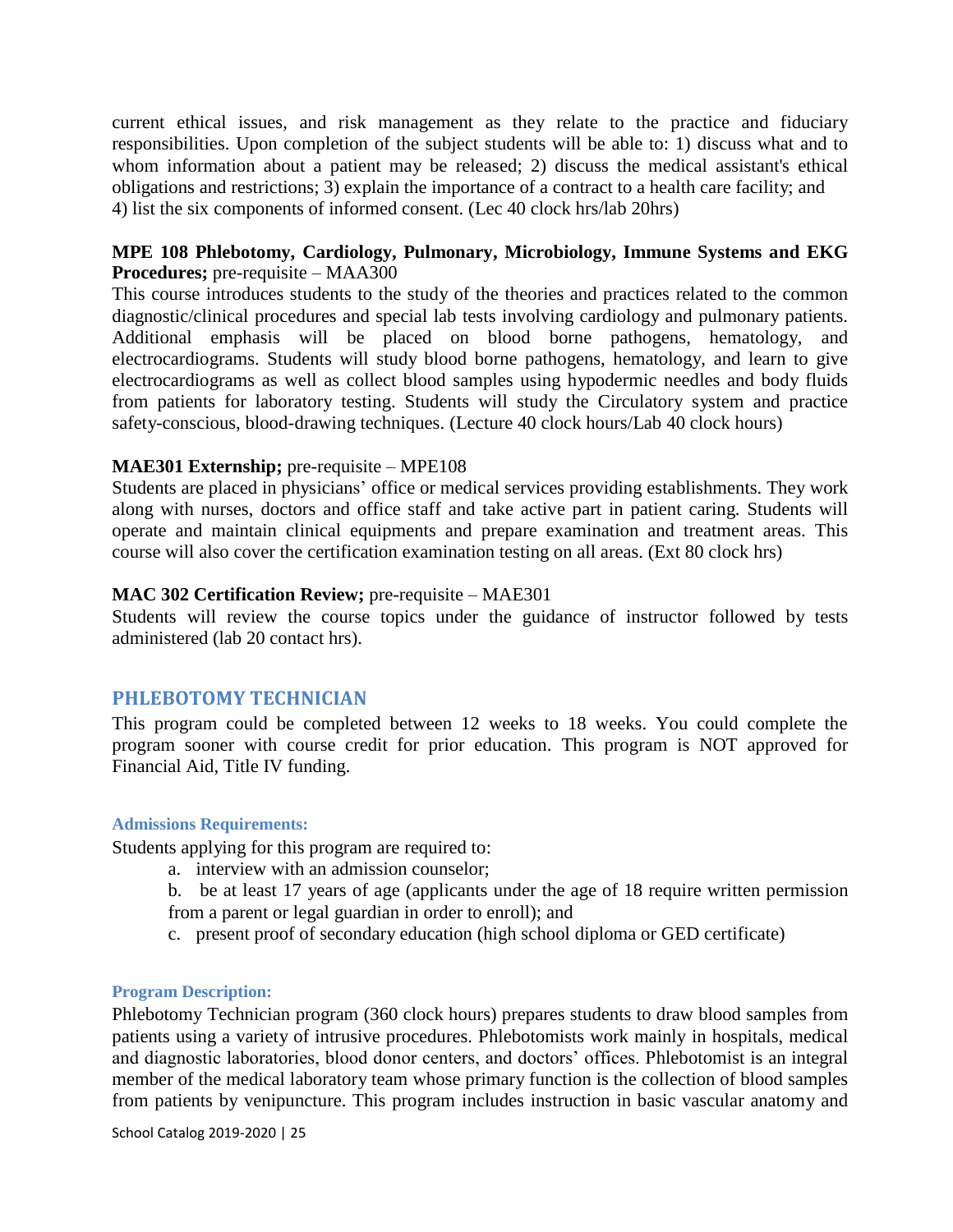current ethical issues, and risk management as they relate to the practice and fiduciary responsibilities. Upon completion of the subject students will be able to: 1) discuss what and to whom information about a patient may be released; 2) discuss the medical assistant's ethical obligations and restrictions; 3) explain the importance of a contract to a health care facility; and 4) list the six components of informed consent. (Lec 40 clock hrs/lab 20hrs)

**MPE 108 Phlebotomy, Cardiology, Pulmonary, Microbiology, Immune Systems and EKG Procedures;** pre-requisite – MAA300

This course introduces students to the study of the theories and practices related to the common diagnostic/clinical procedures and special lab tests involving cardiology and pulmonary patients. Additional emphasis will be placed on blood borne pathogens, hematology, and electrocardiograms. Students will study blood borne pathogens, hematology, and learn to give electrocardiograms as well as collect blood samples using hypodermic needles and body fluids from patients for laboratory testing. Students will study the Circulatory system and practice safety-conscious, blood-drawing techniques. (Lecture 40 clock hours/Lab 40 clock hours)

**MAE301 Externship;** pre-requisite – MPE108

Students are placed in physicians' office or medical services providing establishments. They work along with nurses, doctors and office staff and take active part in patient caring. Students will operate and maintain clinical equipments and prepare examination and treatment areas. This course will also cover the certification examination testing on all areas. (Ext 80 clock hrs)

**MAC 302 Certification Review;** pre-requisite – MAE301

Students will review the course topics under the guidance of instructor followed by tests administered (lab 20 contact hrs).

## PHLEBOTOMY TECHNICIAN

This program could be completed between 12 weeks to 18 weeks. You could complete the program sooner with course credit for prior education. This program is NOT approved for Financial Aid, Title IV funding.

### Admissions Requirements:

Students applying for this program are required to:

a. interview with an admission counselor;
b. be at least 17 years of age (applicants under the age of 18 require written permission from a parent or legal guardian in order to enroll); and
c. present proof of secondary education (high school diploma or GED certificate)

### Program Description:

Phlebotomy Technician program (360 clock hours) prepares students to draw blood samples from patients using a variety of intrusive procedures. Phlebotomists work mainly in hospitals, medical and diagnostic laboratories, blood donor centers, and doctors' offices. Phlebotomist is an integral member of the medical laboratory team whose primary function is the collection of blood samples from patients by venipuncture. This program includes instruction in basic vascular anatomy and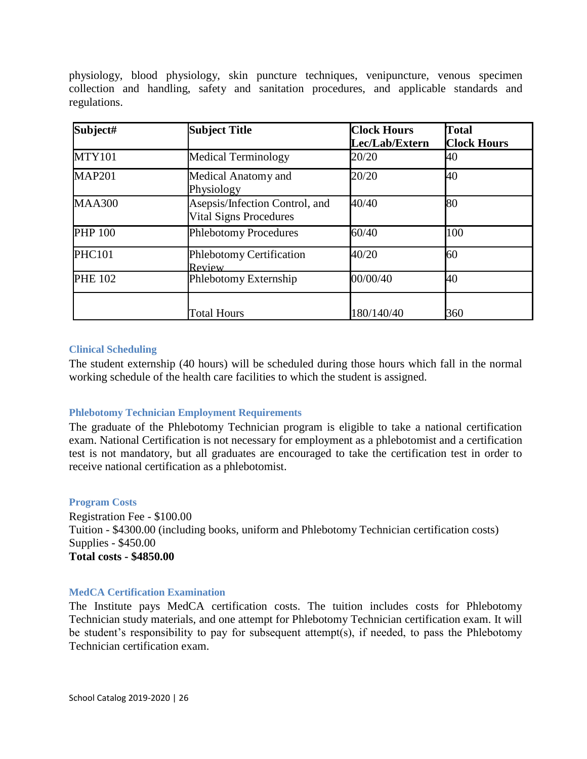physiology, blood physiology, skin puncture techniques, venipuncture, venous specimen collection and handling, safety and sanitation procedures, and applicable standards and regulations.

| **Subject#** | **Subject Title** | **Clock Hours Lec/Lab/Extern** | **Total Clock Hours** |
|---|---|---|---|
| MTY101 | Medical Terminology | 20/20 | 40 |
| MAP201 | Medical Anatomy and Physiology | 20/20 | 40 |
| MAA300 | Asepsis/Infection Control, and Vital Signs Procedures | 40/40 | 80 |
| PHP 100 | Phlebotomy Procedures | 60/40 | 100 |
| PHC101 | Phlebotomy Certification Review | 40/20 | 60 |
| PHE 102 | Phlebotomy Externship | 00/00/40 | 40 |
| | Total Hours | 180/140/40 | 360 |

### Clinical Scheduling

The student externship (40 hours) will be scheduled during those hours which fall in the normal working schedule of the health care facilities to which the student is assigned.

### Phlebotomy Technician Employment Requirements

The graduate of the Phlebotomy Technician program is eligible to take a national certification exam. National Certification is not necessary for employment as a phlebotomist and a certification test is not mandatory, but all graduates are encouraged to take the certification test in order to receive national certification as a phlebotomist.

### Program Costs

Registration Fee - $100.00
Tuition - $4300.00 (including books, uniform and Phlebotomy Technician certification costs)
Supplies - $450.00
**Total costs - $4850.00**

### MedCA Certification Examination

The Institute pays MedCA certification costs. The tuition includes costs for Phlebotomy Technician study materials, and one attempt for Phlebotomy Technician certification exam. It will be student's responsibility to pay for subsequent attempt(s), if needed, to pass the Phlebotomy Technician certification exam.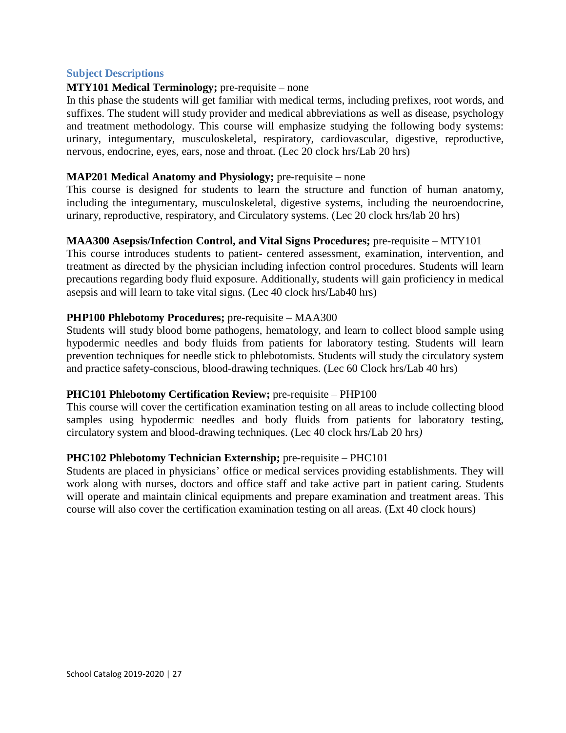## Subject Descriptions

**MTY101 Medical Terminology;** pre-requisite – none

In this phase the students will get familiar with medical terms, including prefixes, root words, and suffixes. The student will study provider and medical abbreviations as well as disease, psychology and treatment methodology. This course will emphasize studying the following body systems: urinary, integumentary, musculoskeletal, respiratory, cardiovascular, digestive, reproductive, nervous, endocrine, eyes, ears, nose and throat. (Lec 20 clock hrs/Lab 20 hrs)

**MAP201 Medical Anatomy and Physiology;** pre-requisite – none

This course is designed for students to learn the structure and function of human anatomy, including the integumentary, musculoskeletal, digestive systems, including the neuroendocrine, urinary, reproductive, respiratory, and Circulatory systems. (Lec 20 clock hrs/lab 20 hrs)

**MAA300 Asepsis/Infection Control, and Vital Signs Procedures;** pre-requisite – MTY101

This course introduces students to patient- centered assessment, examination, intervention, and treatment as directed by the physician including infection control procedures. Students will learn precautions regarding body fluid exposure. Additionally, students will gain proficiency in medical asepsis and will learn to take vital signs. (Lec 40 clock hrs/Lab40 hrs)

**PHP100 Phlebotomy Procedures;** pre-requisite – MAA300

Students will study blood borne pathogens, hematology, and learn to collect blood sample using hypodermic needles and body fluids from patients for laboratory testing. Students will learn prevention techniques for needle stick to phlebotomists. Students will study the circulatory system and practice safety-conscious, blood-drawing techniques. (Lec 60 Clock hrs/Lab 40 hrs)

**PHC101 Phlebotomy Certification Review;** pre-requisite – PHP100

This course will cover the certification examination testing on all areas to include collecting blood samples using hypodermic needles and body fluids from patients for laboratory testing, circulatory system and blood-drawing techniques. (Lec 40 clock hrs/Lab 20 hrs)

**PHC102 Phlebotomy Technician Externship;** pre-requisite – PHC101

Students are placed in physicians' office or medical services providing establishments. They will work along with nurses, doctors and office staff and take active part in patient caring. Students will operate and maintain clinical equipments and prepare examination and treatment areas. This course will also cover the certification examination testing on all areas. (Ext 40 clock hours)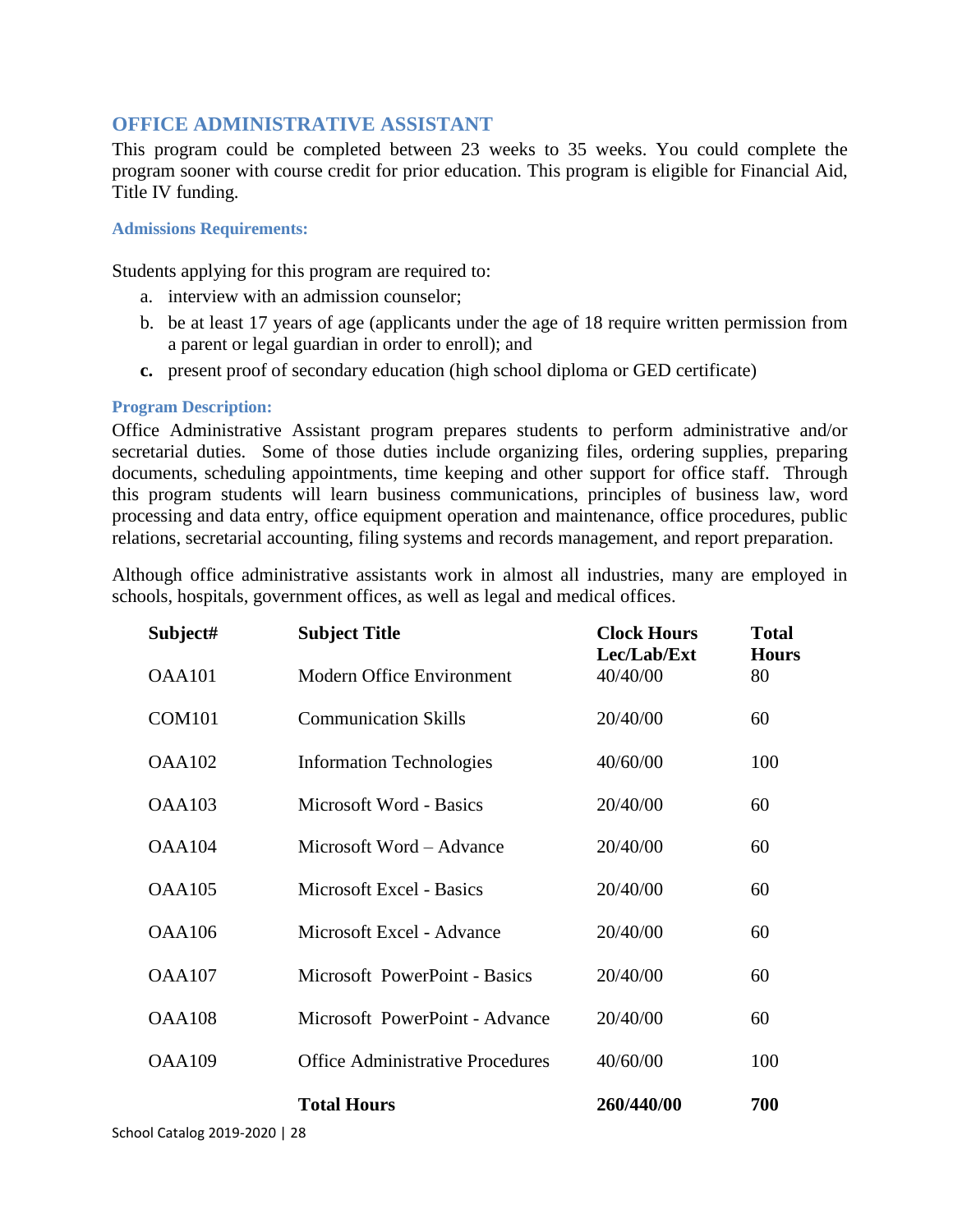## OFFICE ADMINISTRATIVE ASSISTANT

This program could be completed between 23 weeks to 35 weeks. You could complete the program sooner with course credit for prior education. This program is eligible for Financial Aid, Title IV funding.

### Admissions Requirements:

Students applying for this program are required to:

a. interview with an admission counselor;
b. be at least 17 years of age (applicants under the age of 18 require written permission from a parent or legal guardian in order to enroll); and
c. present proof of secondary education (high school diploma or GED certificate)

### Program Description:

Office Administrative Assistant program prepares students to perform administrative and/or secretarial duties. Some of those duties include organizing files, ordering supplies, preparing documents, scheduling appointments, time keeping and other support for office staff. Through this program students will learn business communications, principles of business law, word processing and data entry, office equipment operation and maintenance, office procedures, public relations, secretarial accounting, filing systems and records management, and report preparation.

Although office administrative assistants work in almost all industries, many are employed in schools, hospitals, government offices, as well as legal and medical offices.

| Subject# | Subject Title | Clock Hours Lec/Lab/Ext | Total Hours |
|---|---|---|---|
| OAA101 | Modern Office Environment | 40/40/00 | 80 |
| COM101 | Communication Skills | 20/40/00 | 60 |
| OAA102 | Information Technologies | 40/60/00 | 100 |
| OAA103 | Microsoft Word - Basics | 20/40/00 | 60 |
| OAA104 | Microsoft Word – Advance | 20/40/00 | 60 |
| OAA105 | Microsoft Excel - Basics | 20/40/00 | 60 |
| OAA106 | Microsoft Excel - Advance | 20/40/00 | 60 |
| OAA107 | Microsoft PowerPoint - Basics | 20/40/00 | 60 |
| OAA108 | Microsoft PowerPoint - Advance | 20/40/00 | 60 |
| OAA109 | Office Administrative Procedures | 40/60/00 | 100 |
| | **Total Hours** | **260/440/00** | **700** |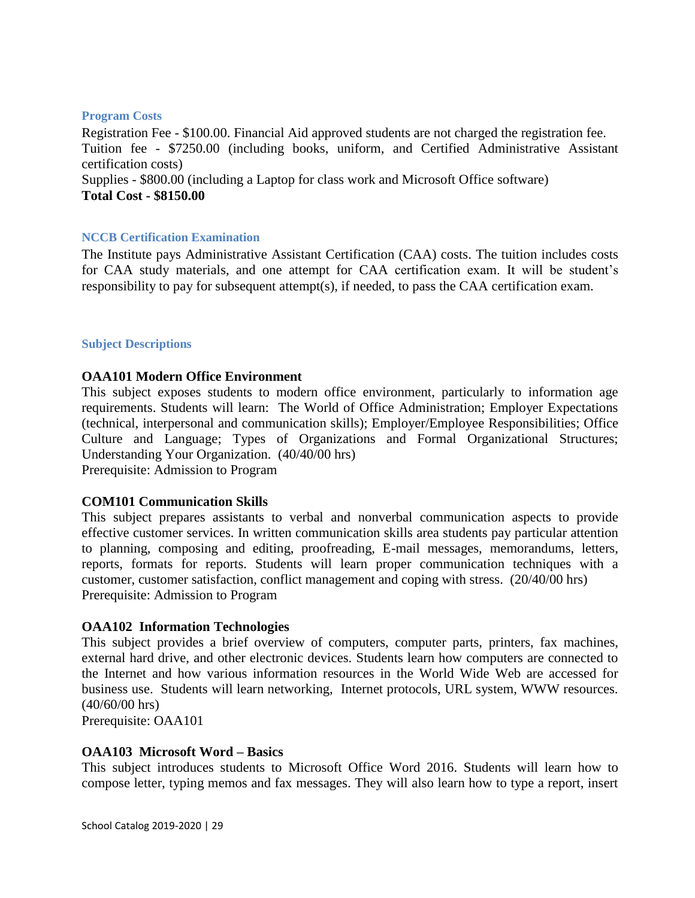### Program Costs

Registration Fee - $100.00. Financial Aid approved students are not charged the registration fee.
Tuition fee - $7250.00 (including books, uniform, and Certified Administrative Assistant certification costs)
Supplies - $800.00 (including a Laptop for class work and Microsoft Office software)
**Total Cost - $8150.00**

### NCCB Certification Examination

The Institute pays Administrative Assistant Certification (CAA) costs. The tuition includes costs for CAA study materials, and one attempt for CAA certification exam. It will be student's responsibility to pay for subsequent attempt(s), if needed, to pass the CAA certification exam.

### Subject Descriptions

**OAA101 Modern Office Environment**
This subject exposes students to modern office environment, particularly to information age requirements. Students will learn: The World of Office Administration; Employer Expectations (technical, interpersonal and communication skills); Employer/Employee Responsibilities; Office Culture and Language; Types of Organizations and Formal Organizational Structures; Understanding Your Organization. (40/40/00 hrs)
Prerequisite: Admission to Program

**COM101 Communication Skills**
This subject prepares assistants to verbal and nonverbal communication aspects to provide effective customer services. In written communication skills area students pay particular attention to planning, composing and editing, proofreading, E-mail messages, memorandums, letters, reports, formats for reports. Students will learn proper communication techniques with a customer, customer satisfaction, conflict management and coping with stress. (20/40/00 hrs)
Prerequisite: Admission to Program

**OAA102 Information Technologies**
This subject provides a brief overview of computers, computer parts, printers, fax machines, external hard drive, and other electronic devices. Students learn how computers are connected to the Internet and how various information resources in the World Wide Web are accessed for business use. Students will learn networking, Internet protocols, URL system, WWW resources. (40/60/00 hrs)
Prerequisite: OAA101

**OAA103 Microsoft Word – Basics**
This subject introduces students to Microsoft Office Word 2016. Students will learn how to compose letter, typing memos and fax messages. They will also learn how to type a report, insert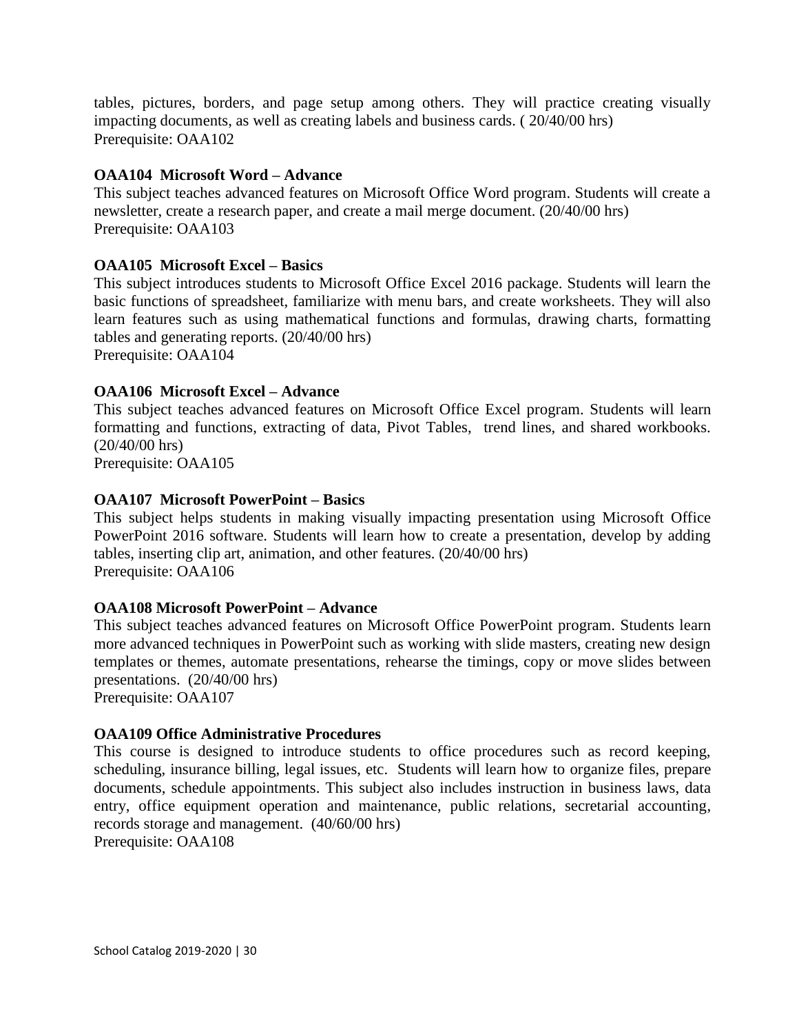tables, pictures, borders, and page setup among others. They will practice creating visually impacting documents, as well as creating labels and business cards. ( 20/40/00 hrs)
Prerequisite: OAA102

**OAA104 Microsoft Word – Advance**
This subject teaches advanced features on Microsoft Office Word program. Students will create a newsletter, create a research paper, and create a mail merge document. (20/40/00 hrs)
Prerequisite: OAA103

**OAA105 Microsoft Excel – Basics**
This subject introduces students to Microsoft Office Excel 2016 package. Students will learn the basic functions of spreadsheet, familiarize with menu bars, and create worksheets. They will also learn features such as using mathematical functions and formulas, drawing charts, formatting tables and generating reports. (20/40/00 hrs)
Prerequisite: OAA104

**OAA106 Microsoft Excel – Advance**
This subject teaches advanced features on Microsoft Office Excel program. Students will learn formatting and functions, extracting of data, Pivot Tables, trend lines, and shared workbooks. (20/40/00 hrs)
Prerequisite: OAA105

**OAA107 Microsoft PowerPoint – Basics**
This subject helps students in making visually impacting presentation using Microsoft Office PowerPoint 2016 software. Students will learn how to create a presentation, develop by adding tables, inserting clip art, animation, and other features. (20/40/00 hrs)
Prerequisite: OAA106

**OAA108 Microsoft PowerPoint – Advance**
This subject teaches advanced features on Microsoft Office PowerPoint program. Students learn more advanced techniques in PowerPoint such as working with slide masters, creating new design templates or themes, automate presentations, rehearse the timings, copy or move slides between presentations. (20/40/00 hrs)
Prerequisite: OAA107

**OAA109 Office Administrative Procedures**
This course is designed to introduce students to office procedures such as record keeping, scheduling, insurance billing, legal issues, etc. Students will learn how to organize files, prepare documents, schedule appointments. This subject also includes instruction in business laws, data entry, office equipment operation and maintenance, public relations, secretarial accounting, records storage and management. (40/60/00 hrs)
Prerequisite: OAA108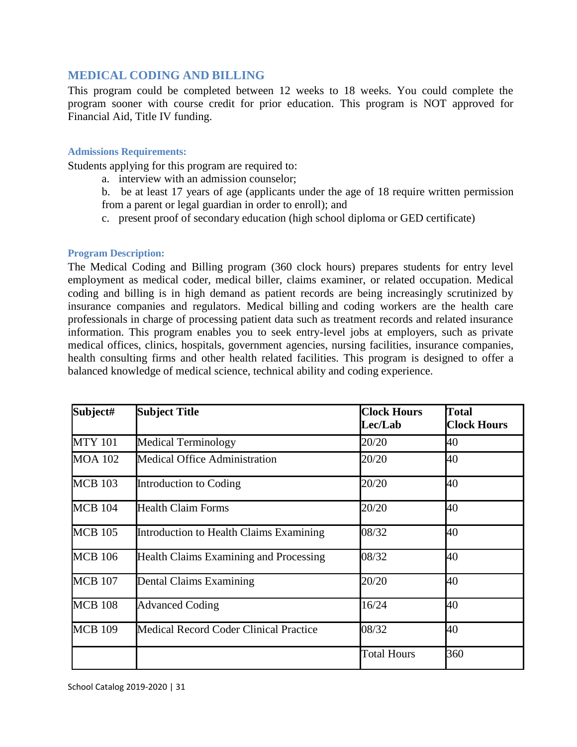## MEDICAL CODING AND BILLING

This program could be completed between 12 weeks to 18 weeks. You could complete the program sooner with course credit for prior education. This program is NOT approved for Financial Aid, Title IV funding.

### Admissions Requirements:

Students applying for this program are required to:

a. interview with an admission counselor;

b. be at least 17 years of age (applicants under the age of 18 require written permission from a parent or legal guardian in order to enroll); and

c. present proof of secondary education (high school diploma or GED certificate)

### Program Description:

The Medical Coding and Billing program (360 clock hours) prepares students for entry level employment as medical coder, medical biller, claims examiner, or related occupation. Medical coding and billing is in high demand as patient records are being increasingly scrutinized by insurance companies and regulators. Medical billing and coding workers are the health care professionals in charge of processing patient data such as treatment records and related insurance information. This program enables you to seek entry-level jobs at employers, such as private medical offices, clinics, hospitals, government agencies, nursing facilities, insurance companies, health consulting firms and other health related facilities. This program is designed to offer a balanced knowledge of medical science, technical ability and coding experience.

| Subject# | Subject Title | Clock Hours Lec/Lab | Total Clock Hours |
|---|---|---|---|
| MTY 101 | Medical Terminology | 20/20 | 40 |
| MOA 102 | Medical Office Administration | 20/20 | 40 |
| MCB 103 | Introduction to Coding | 20/20 | 40 |
| MCB 104 | Health Claim Forms | 20/20 | 40 |
| MCB 105 | Introduction to Health Claims Examining | 08/32 | 40 |
| MCB 106 | Health Claims Examining and Processing | 08/32 | 40 |
| MCB 107 | Dental Claims Examining | 20/20 | 40 |
| MCB 108 | Advanced Coding | 16/24 | 40 |
| MCB 109 | Medical Record Coder Clinical Practice | 08/32 | 40 |
| | | Total Hours | 360 |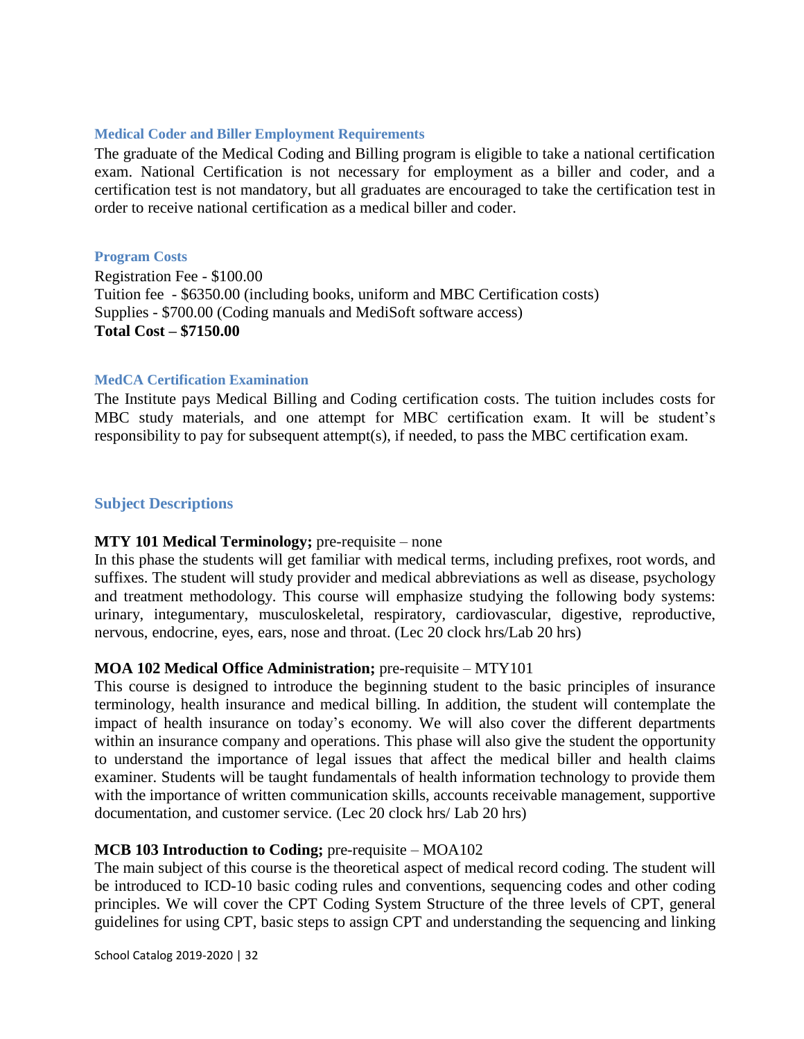### Medical Coder and Biller Employment Requirements

The graduate of the Medical Coding and Billing program is eligible to take a national certification exam. National Certification is not necessary for employment as a biller and coder, and a certification test is not mandatory, but all graduates are encouraged to take the certification test in order to receive national certification as a medical biller and coder.

### Program Costs

Registration Fee - $100.00
Tuition fee - $6350.00 (including books, uniform and MBC Certification costs)
Supplies - $700.00 (Coding manuals and MediSoft software access)
**Total Cost – $7150.00**

### MedCA Certification Examination

The Institute pays Medical Billing and Coding certification costs. The tuition includes costs for MBC study materials, and one attempt for MBC certification exam. It will be student's responsibility to pay for subsequent attempt(s), if needed, to pass the MBC certification exam.

## Subject Descriptions

**MTY 101 Medical Terminology;** pre-requisite – none
In this phase the students will get familiar with medical terms, including prefixes, root words, and suffixes. The student will study provider and medical abbreviations as well as disease, psychology and treatment methodology. This course will emphasize studying the following body systems: urinary, integumentary, musculoskeletal, respiratory, cardiovascular, digestive, reproductive, nervous, endocrine, eyes, ears, nose and throat. (Lec 20 clock hrs/Lab 20 hrs)

**MOA 102 Medical Office Administration;** pre-requisite – MTY101
This course is designed to introduce the beginning student to the basic principles of insurance terminology, health insurance and medical billing. In addition, the student will contemplate the impact of health insurance on today's economy. We will also cover the different departments within an insurance company and operations. This phase will also give the student the opportunity to understand the importance of legal issues that affect the medical biller and health claims examiner. Students will be taught fundamentals of health information technology to provide them with the importance of written communication skills, accounts receivable management, supportive documentation, and customer service. (Lec 20 clock hrs/ Lab 20 hrs)

**MCB 103 Introduction to Coding;** pre-requisite – MOA102
The main subject of this course is the theoretical aspect of medical record coding. The student will be introduced to ICD-10 basic coding rules and conventions, sequencing codes and other coding principles. We will cover the CPT Coding System Structure of the three levels of CPT, general guidelines for using CPT, basic steps to assign CPT and understanding the sequencing and linking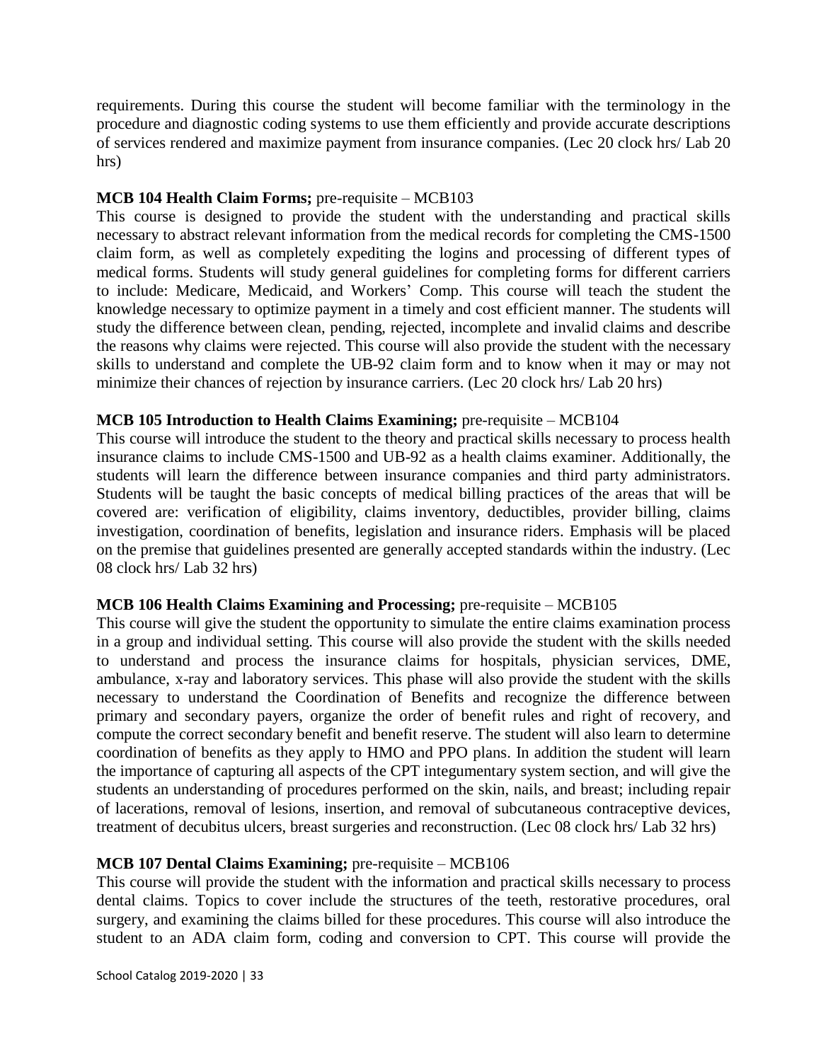requirements. During this course the student will become familiar with the terminology in the procedure and diagnostic coding systems to use them efficiently and provide accurate descriptions of services rendered and maximize payment from insurance companies. (Lec 20 clock hrs/ Lab 20 hrs)

**MCB 104 Health Claim Forms;** pre-requisite – MCB103

This course is designed to provide the student with the understanding and practical skills necessary to abstract relevant information from the medical records for completing the CMS-1500 claim form, as well as completely expediting the logins and processing of different types of medical forms. Students will study general guidelines for completing forms for different carriers to include: Medicare, Medicaid, and Workers' Comp. This course will teach the student the knowledge necessary to optimize payment in a timely and cost efficient manner. The students will study the difference between clean, pending, rejected, incomplete and invalid claims and describe the reasons why claims were rejected. This course will also provide the student with the necessary skills to understand and complete the UB-92 claim form and to know when it may or may not minimize their chances of rejection by insurance carriers. (Lec 20 clock hrs/ Lab 20 hrs)

**MCB 105 Introduction to Health Claims Examining;** pre-requisite – MCB104

This course will introduce the student to the theory and practical skills necessary to process health insurance claims to include CMS-1500 and UB-92 as a health claims examiner. Additionally, the students will learn the difference between insurance companies and third party administrators. Students will be taught the basic concepts of medical billing practices of the areas that will be covered are: verification of eligibility, claims inventory, deductibles, provider billing, claims investigation, coordination of benefits, legislation and insurance riders. Emphasis will be placed on the premise that guidelines presented are generally accepted standards within the industry. (Lec 08 clock hrs/ Lab 32 hrs)

**MCB 106 Health Claims Examining and Processing;** pre-requisite – MCB105

This course will give the student the opportunity to simulate the entire claims examination process in a group and individual setting. This course will also provide the student with the skills needed to understand and process the insurance claims for hospitals, physician services, DME, ambulance, x-ray and laboratory services. This phase will also provide the student with the skills necessary to understand the Coordination of Benefits and recognize the difference between primary and secondary payers, organize the order of benefit rules and right of recovery, and compute the correct secondary benefit and benefit reserve. The student will also learn to determine coordination of benefits as they apply to HMO and PPO plans. In addition the student will learn the importance of capturing all aspects of the CPT integumentary system section, and will give the students an understanding of procedures performed on the skin, nails, and breast; including repair of lacerations, removal of lesions, insertion, and removal of subcutaneous contraceptive devices, treatment of decubitus ulcers, breast surgeries and reconstruction. (Lec 08 clock hrs/ Lab 32 hrs)

**MCB 107 Dental Claims Examining;** pre-requisite – MCB106

This course will provide the student with the information and practical skills necessary to process dental claims. Topics to cover include the structures of the teeth, restorative procedures, oral surgery, and examining the claims billed for these procedures. This course will also introduce the student to an ADA claim form, coding and conversion to CPT. This course will provide the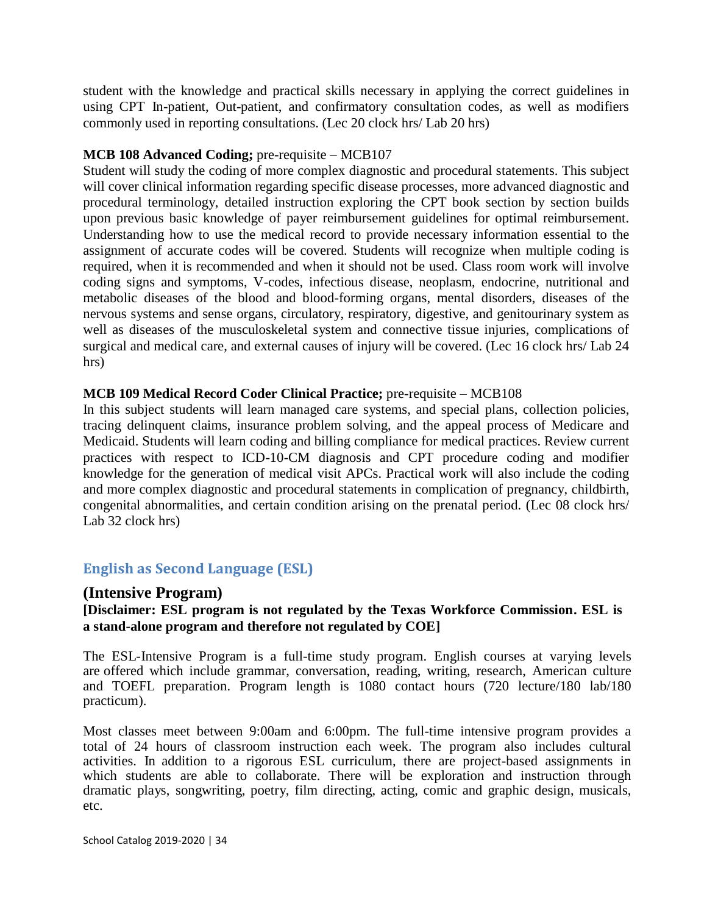student with the knowledge and practical skills necessary in applying the correct guidelines in using CPT In-patient, Out-patient, and confirmatory consultation codes, as well as modifiers commonly used in reporting consultations. (Lec 20 clock hrs/ Lab 20 hrs)

**MCB 108 Advanced Coding;** pre-requisite – MCB107

Student will study the coding of more complex diagnostic and procedural statements. This subject will cover clinical information regarding specific disease processes, more advanced diagnostic and procedural terminology, detailed instruction exploring the CPT book section by section builds upon previous basic knowledge of payer reimbursement guidelines for optimal reimbursement. Understanding how to use the medical record to provide necessary information essential to the assignment of accurate codes will be covered. Students will recognize when multiple coding is required, when it is recommended and when it should not be used. Class room work will involve coding signs and symptoms, V-codes, infectious disease, neoplasm, endocrine, nutritional and metabolic diseases of the blood and blood-forming organs, mental disorders, diseases of the nervous systems and sense organs, circulatory, respiratory, digestive, and genitourinary system as well as diseases of the musculoskeletal system and connective tissue injuries, complications of surgical and medical care, and external causes of injury will be covered. (Lec 16 clock hrs/ Lab 24 hrs)

**MCB 109 Medical Record Coder Clinical Practice;** pre-requisite – MCB108

In this subject students will learn managed care systems, and special plans, collection policies, tracing delinquent claims, insurance problem solving, and the appeal process of Medicare and Medicaid. Students will learn coding and billing compliance for medical practices. Review current practices with respect to ICD-10-CM diagnosis and CPT procedure coding and modifier knowledge for the generation of medical visit APCs. Practical work will also include the coding and more complex diagnostic and procedural statements in complication of pregnancy, childbirth, congenital abnormalities, and certain condition arising on the prenatal period. (Lec 08 clock hrs/ Lab 32 clock hrs)

## English as Second Language (ESL)

### (Intensive Program)

**[Disclaimer: ESL program is not regulated by the Texas Workforce Commission. ESL is a stand-alone program and therefore not regulated by COE]**

The ESL-Intensive Program is a full-time study program. English courses at varying levels are offered which include grammar, conversation, reading, writing, research, American culture and TOEFL preparation. Program length is 1080 contact hours (720 lecture/180 lab/180 practicum).

Most classes meet between 9:00am and 6:00pm. The full-time intensive program provides a total of 24 hours of classroom instruction each week. The program also includes cultural activities. In addition to a rigorous ESL curriculum, there are project-based assignments in which students are able to collaborate. There will be exploration and instruction through dramatic plays, songwriting, poetry, film directing, acting, comic and graphic design, musicals, etc.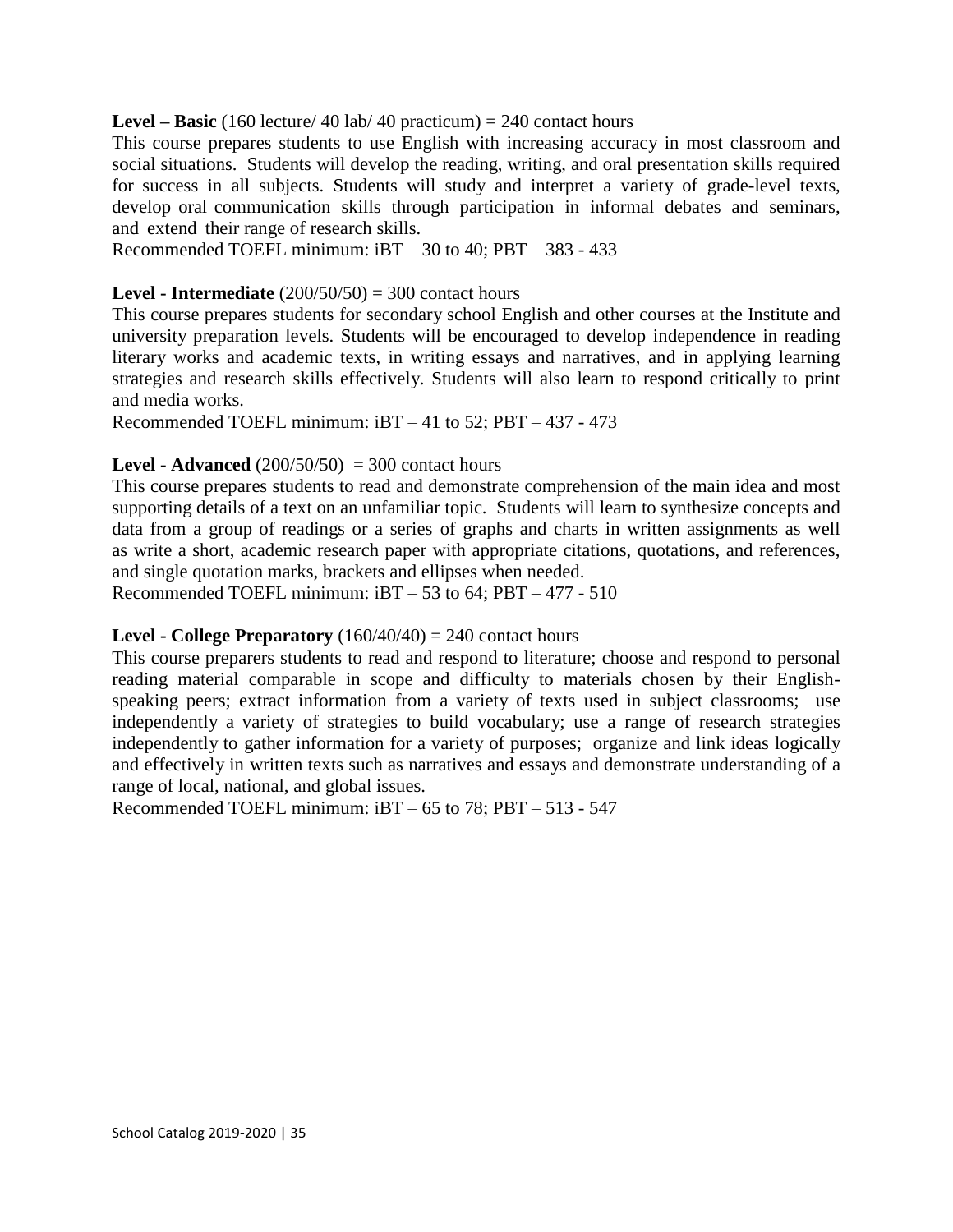**Level – Basic** (160 lecture/ 40 lab/ 40 practicum) = 240 contact hours

This course prepares students to use English with increasing accuracy in most classroom and social situations. Students will develop the reading, writing, and oral presentation skills required for success in all subjects. Students will study and interpret a variety of grade-level texts, develop oral communication skills through participation in informal debates and seminars, and extend their range of research skills.

Recommended TOEFL minimum: iBT – 30 to 40; PBT – 383 - 433

**Level - Intermediate** (200/50/50) = 300 contact hours

This course prepares students for secondary school English and other courses at the Institute and university preparation levels. Students will be encouraged to develop independence in reading literary works and academic texts, in writing essays and narratives, and in applying learning strategies and research skills effectively. Students will also learn to respond critically to print and media works.

Recommended TOEFL minimum: iBT – 41 to 52; PBT – 437 - 473

**Level - Advanced** (200/50/50) = 300 contact hours

This course prepares students to read and demonstrate comprehension of the main idea and most supporting details of a text on an unfamiliar topic. Students will learn to synthesize concepts and data from a group of readings or a series of graphs and charts in written assignments as well as write a short, academic research paper with appropriate citations, quotations, and references, and single quotation marks, brackets and ellipses when needed.

Recommended TOEFL minimum: iBT – 53 to 64; PBT – 477 - 510

**Level - College Preparatory** (160/40/40) = 240 contact hours

This course preparers students to read and respond to literature; choose and respond to personal reading material comparable in scope and difficulty to materials chosen by their English-speaking peers; extract information from a variety of texts used in subject classrooms; use independently a variety of strategies to build vocabulary; use a range of research strategies independently to gather information for a variety of purposes; organize and link ideas logically and effectively in written texts such as narratives and essays and demonstrate understanding of a range of local, national, and global issues.

Recommended TOEFL minimum: iBT – 65 to 78; PBT – 513 - 547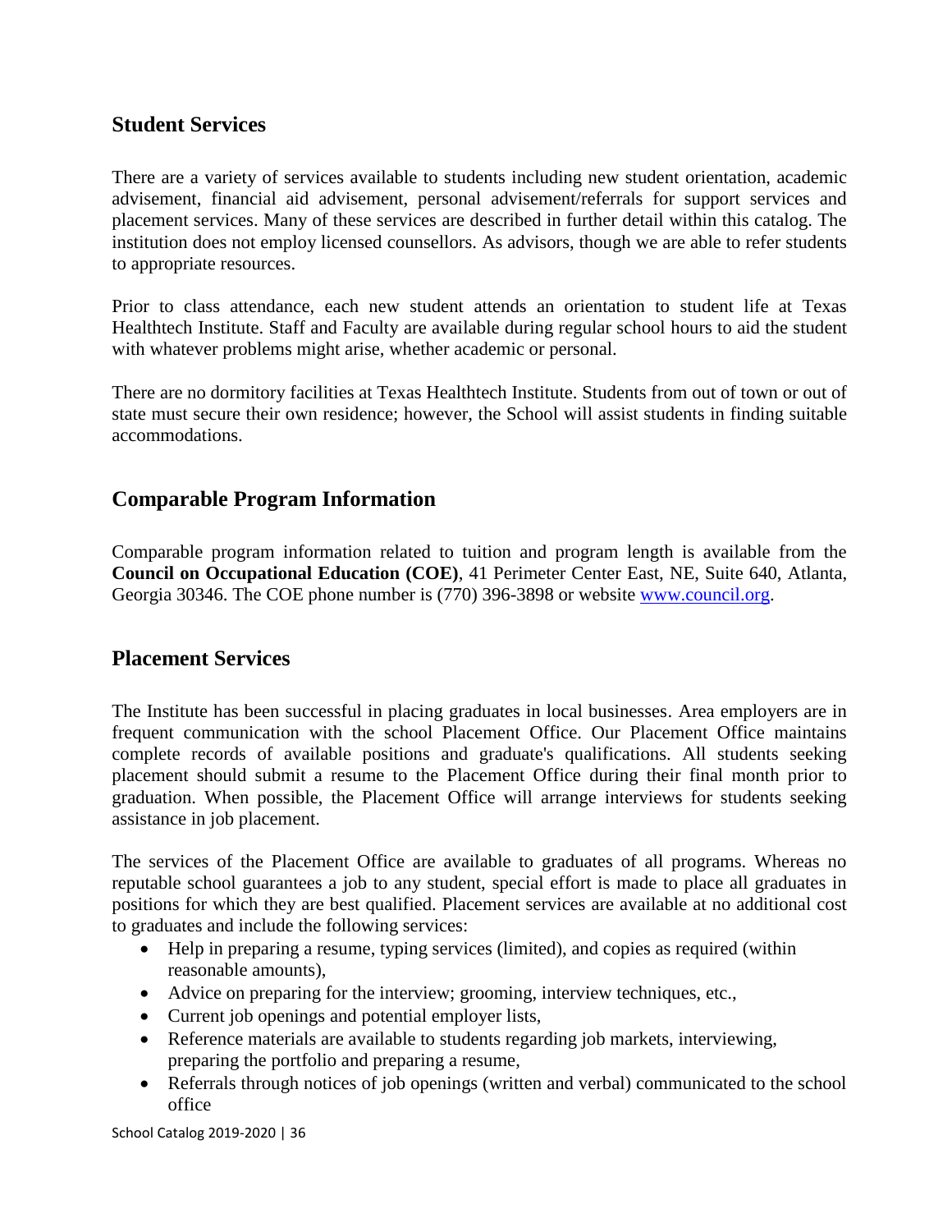## Student Services

There are a variety of services available to students including new student orientation, academic advisement, financial aid advisement, personal advisement/referrals for support services and placement services. Many of these services are described in further detail within this catalog. The institution does not employ licensed counsellors. As advisors, though we are able to refer students to appropriate resources.

Prior to class attendance, each new student attends an orientation to student life at Texas Healthtech Institute. Staff and Faculty are available during regular school hours to aid the student with whatever problems might arise, whether academic or personal.

There are no dormitory facilities at Texas Healthtech Institute. Students from out of town or out of state must secure their own residence; however, the School will assist students in finding suitable accommodations.

## Comparable Program Information

Comparable program information related to tuition and program length is available from the **Council on Occupational Education (COE)**, 41 Perimeter Center East, NE, Suite 640, Atlanta, Georgia 30346. The COE phone number is (770) 396-3898 or website [www.council.org](www.council.org).

## Placement Services

The Institute has been successful in placing graduates in local businesses. Area employers are in frequent communication with the school Placement Office. Our Placement Office maintains complete records of available positions and graduate's qualifications. All students seeking placement should submit a resume to the Placement Office during their final month prior to graduation. When possible, the Placement Office will arrange interviews for students seeking assistance in job placement.

The services of the Placement Office are available to graduates of all programs. Whereas no reputable school guarantees a job to any student, special effort is made to place all graduates in positions for which they are best qualified. Placement services are available at no additional cost to graduates and include the following services:

- Help in preparing a resume, typing services (limited), and copies as required (within reasonable amounts),
- Advice on preparing for the interview; grooming, interview techniques, etc.,
- Current job openings and potential employer lists,
- Reference materials are available to students regarding job markets, interviewing, preparing the portfolio and preparing a resume,
- Referrals through notices of job openings (written and verbal) communicated to the school office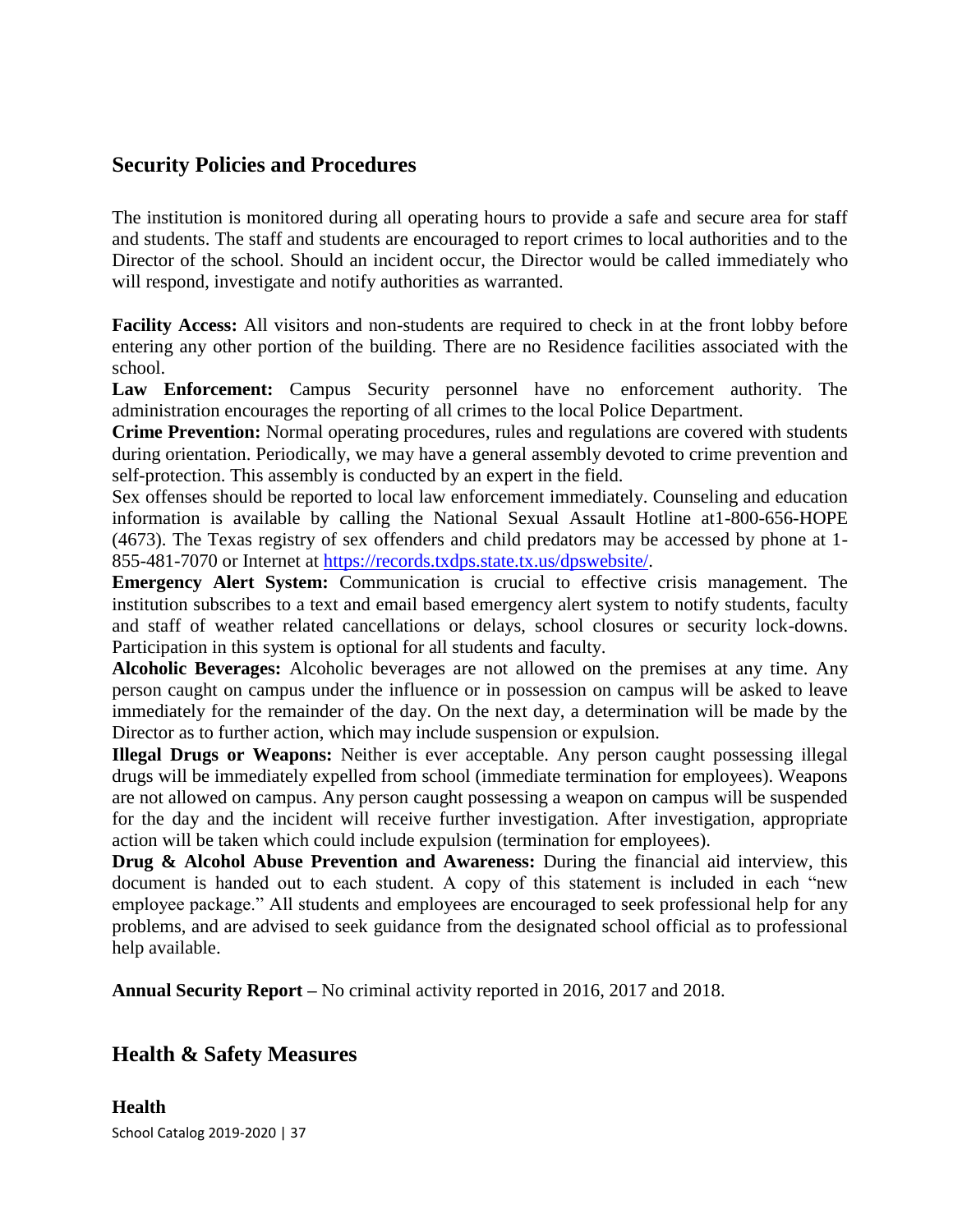## Security Policies and Procedures

The institution is monitored during all operating hours to provide a safe and secure area for staff and students. The staff and students are encouraged to report crimes to local authorities and to the Director of the school. Should an incident occur, the Director would be called immediately who will respond, investigate and notify authorities as warranted.

**Facility Access:** All visitors and non-students are required to check in at the front lobby before entering any other portion of the building. There are no Residence facilities associated with the school.

**Law Enforcement:** Campus Security personnel have no enforcement authority. The administration encourages the reporting of all crimes to the local Police Department.

**Crime Prevention:** Normal operating procedures, rules and regulations are covered with students during orientation. Periodically, we may have a general assembly devoted to crime prevention and self-protection. This assembly is conducted by an expert in the field.

Sex offenses should be reported to local law enforcement immediately. Counseling and education information is available by calling the National Sexual Assault Hotline at1-800-656-HOPE (4673). The Texas registry of sex offenders and child predators may be accessed by phone at 1-855-481-7070 or Internet at [https://records.txdps.state.tx.us/dpswebsite/](https://records.txdps.state.tx.us/dpswebsite/).

**Emergency Alert System:** Communication is crucial to effective crisis management. The institution subscribes to a text and email based emergency alert system to notify students, faculty and staff of weather related cancellations or delays, school closures or security lock-downs. Participation in this system is optional for all students and faculty.

**Alcoholic Beverages:** Alcoholic beverages are not allowed on the premises at any time. Any person caught on campus under the influence or in possession on campus will be asked to leave immediately for the remainder of the day. On the next day, a determination will be made by the Director as to further action, which may include suspension or expulsion.

**Illegal Drugs or Weapons:** Neither is ever acceptable. Any person caught possessing illegal drugs will be immediately expelled from school (immediate termination for employees). Weapons are not allowed on campus. Any person caught possessing a weapon on campus will be suspended for the day and the incident will receive further investigation. After investigation, appropriate action will be taken which could include expulsion (termination for employees).

**Drug & Alcohol Abuse Prevention and Awareness:** During the financial aid interview, this document is handed out to each student. A copy of this statement is included in each "new employee package." All students and employees are encouraged to seek professional help for any problems, and are advised to seek guidance from the designated school official as to professional help available.

**Annual Security Report –** No criminal activity reported in 2016, 2017 and 2018.

## Health & Safety Measures

### Health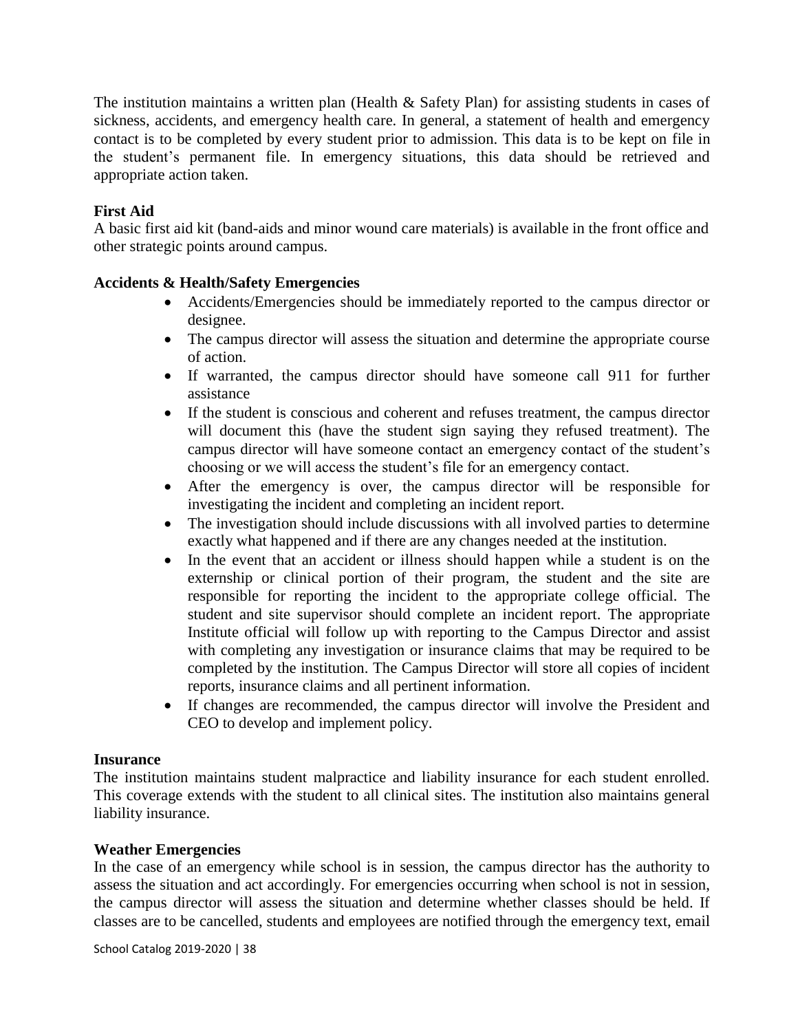The institution maintains a written plan (Health & Safety Plan) for assisting students in cases of sickness, accidents, and emergency health care. In general, a statement of health and emergency contact is to be completed by every student prior to admission. This data is to be kept on file in the student's permanent file. In emergency situations, this data should be retrieved and appropriate action taken.

**First Aid**

A basic first aid kit (band-aids and minor wound care materials) is available in the front office and other strategic points around campus.

**Accidents & Health/Safety Emergencies**

- Accidents/Emergencies should be immediately reported to the campus director or designee.
- The campus director will assess the situation and determine the appropriate course of action.
- If warranted, the campus director should have someone call 911 for further assistance
- If the student is conscious and coherent and refuses treatment, the campus director will document this (have the student sign saying they refused treatment). The campus director will have someone contact an emergency contact of the student's choosing or we will access the student's file for an emergency contact.
- After the emergency is over, the campus director will be responsible for investigating the incident and completing an incident report.
- The investigation should include discussions with all involved parties to determine exactly what happened and if there are any changes needed at the institution.
- In the event that an accident or illness should happen while a student is on the externship or clinical portion of their program, the student and the site are responsible for reporting the incident to the appropriate college official. The student and site supervisor should complete an incident report. The appropriate Institute official will follow up with reporting to the Campus Director and assist with completing any investigation or insurance claims that may be required to be completed by the institution. The Campus Director will store all copies of incident reports, insurance claims and all pertinent information.
- If changes are recommended, the campus director will involve the President and CEO to develop and implement policy.

**Insurance**

The institution maintains student malpractice and liability insurance for each student enrolled. This coverage extends with the student to all clinical sites. The institution also maintains general liability insurance.

**Weather Emergencies**

In the case of an emergency while school is in session, the campus director has the authority to assess the situation and act accordingly. For emergencies occurring when school is not in session, the campus director will assess the situation and determine whether classes should be held. If classes are to be cancelled, students and employees are notified through the emergency text, email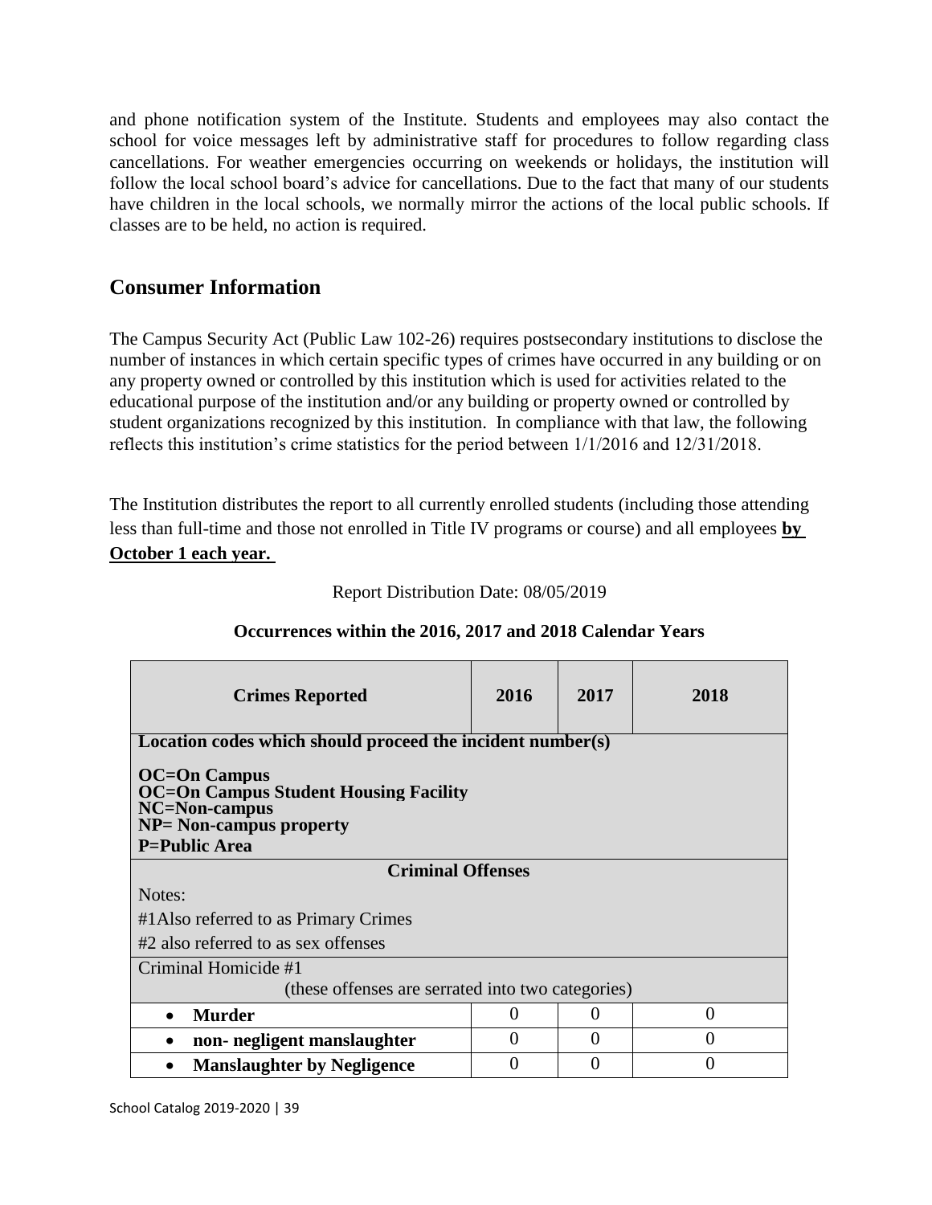and phone notification system of the Institute. Students and employees may also contact the school for voice messages left by administrative staff for procedures to follow regarding class cancellations. For weather emergencies occurring on weekends or holidays, the institution will follow the local school board's advice for cancellations. Due to the fact that many of our students have children in the local schools, we normally mirror the actions of the local public schools. If classes are to be held, no action is required.

## Consumer Information

The Campus Security Act (Public Law 102-26) requires postsecondary institutions to disclose the number of instances in which certain specific types of crimes have occurred in any building or on any property owned or controlled by this institution which is used for activities related to the educational purpose of the institution and/or any building or property owned or controlled by student organizations recognized by this institution. In compliance with that law, the following reflects this institution's crime statistics for the period between 1/1/2016 and 12/31/2018.

The Institution distributes the report to all currently enrolled students (including those attending less than full-time and those not enrolled in Title IV programs or course) and all employees **by October 1 each year.**

Report Distribution Date: 08/05/2019

**Occurrences within the 2016, 2017 and 2018 Calendar Years**

| **Crimes Reported** | **2016** | **2017** | **2018** |
|---|---|---|---|
| **Location codes which should proceed the incident number(s)**<br><br>**OC=On Campus**<br>**OC=On Campus Student Housing Facility**<br>**NC=Non-campus**<br>**NP= Non-campus property**<br>**P=Public Area** | | | |
| **Criminal Offenses** | | | |
| Notes:<br>#1Also referred to as Primary Crimes<br>#2 also referred to as sex offenses | | | |
| Criminal Homicide #1<br>(these offenses are serrated into two categories) | | | |
| • **Murder** | 0 | 0 | 0 |
| • **non- negligent manslaughter** | 0 | 0 | 0 |
| • **Manslaughter by Negligence** | 0 | 0 | 0 |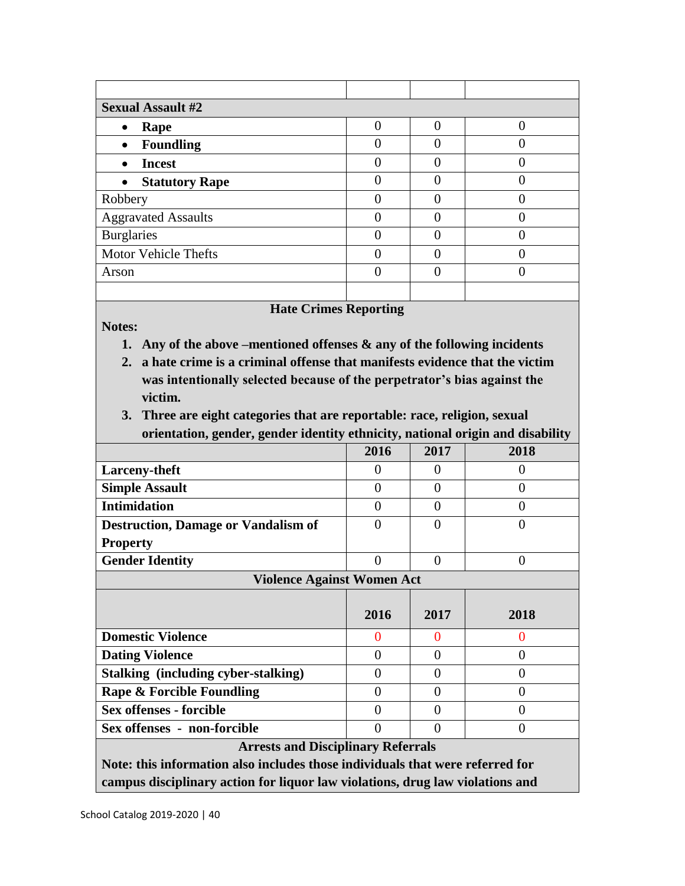| | | | |
|---|---|---|---|
| | | | |
| **Sexual Assault #2** | | | |
| • **Rape** | 0 | 0 | 0 |
| • **Foundling** | 0 | 0 | 0 |
| • **Incest** | 0 | 0 | 0 |
| • **Statutory Rape** | 0 | 0 | 0 |
| Robbery | 0 | 0 | 0 |
| Aggravated Assaults | 0 | 0 | 0 |
| Burglaries | 0 | 0 | 0 |
| Motor Vehicle Thefts | 0 | 0 | 0 |
| Arson | 0 | 0 | 0 |
| | | | |

**Hate Crimes Reporting**

**Notes:**

1. **Any of the above –mentioned offenses & any of the following incidents**
2. **a hate crime is a criminal offense that manifests evidence that the victim was intentionally selected because of the perpetrator's bias against the victim.**
3. **Three are eight categories that are reportable: race, religion, sexual orientation, gender, gender identity ethnicity, national origin and disability**

| | 2016 | 2017 | 2018 |
|---|---|---|---|
| **Larceny-theft** | 0 | 0 | 0 |
| **Simple Assault** | 0 | 0 | 0 |
| **Intimidation** | 0 | 0 | 0 |
| **Destruction, Damage or Vandalism of Property** | 0 | 0 | 0 |
| **Gender Identity** | 0 | 0 | 0 |

**Violence Against Women Act**

| | 2016 | 2017 | 2018 |
|---|---|---|---|
| **Domestic Violence** | 0 | 0 | 0 |
| **Dating Violence** | 0 | 0 | 0 |
| **Stalking (including cyber-stalking)** | 0 | 0 | 0 |
| **Rape & Forcible Foundling** | 0 | 0 | 0 |
| **Sex offenses - forcible** | 0 | 0 | 0 |
| **Sex offenses - non-forcible** | 0 | 0 | 0 |

**Arrests and Disciplinary Referrals**

**Note: this information also includes those individuals that were referred for campus disciplinary action for liquor law violations, drug law violations and**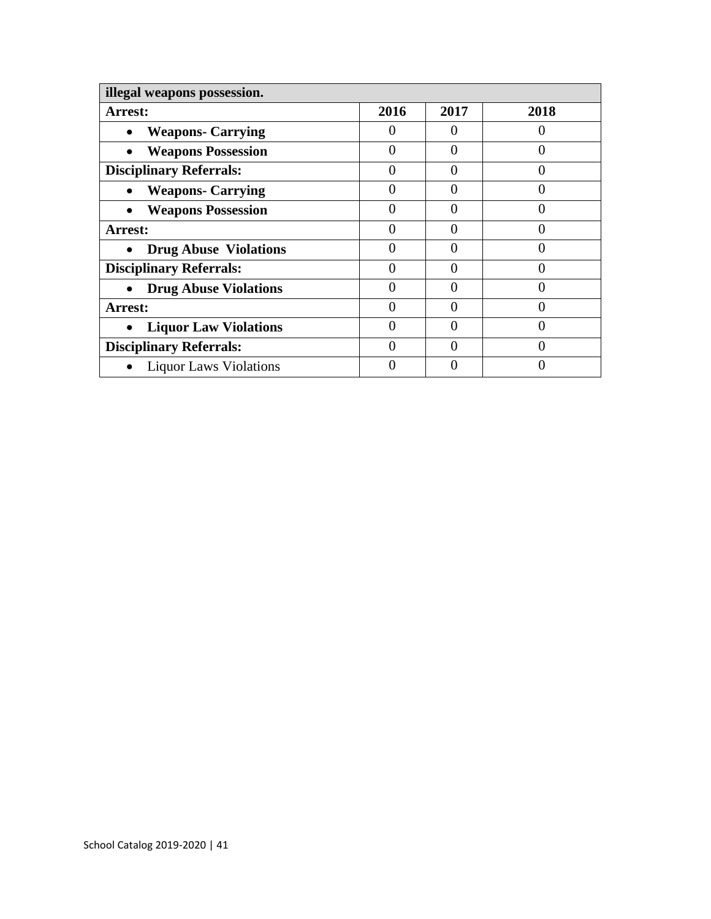| illegal weapons possession. | | | |
|---|---|---|---|
| **Arrest:** | **2016** | **2017** | **2018** |
| • **Weapons- Carrying** | 0 | 0 | 0 |
| • **Weapons Possession** | 0 | 0 | 0 |
| **Disciplinary Referrals:** | 0 | 0 | 0 |
| • **Weapons- Carrying** | 0 | 0 | 0 |
| • **Weapons Possession** | 0 | 0 | 0 |
| **Arrest:** | 0 | 0 | 0 |
| • **Drug Abuse Violations** | 0 | 0 | 0 |
| **Disciplinary Referrals:** | 0 | 0 | 0 |
| • **Drug Abuse Violations** | 0 | 0 | 0 |
| **Arrest:** | 0 | 0 | 0 |
| • **Liquor Law Violations** | 0 | 0 | 0 |
| **Disciplinary Referrals:** | 0 | 0 | 0 |
| • Liquor Laws Violations | 0 | 0 | 0 |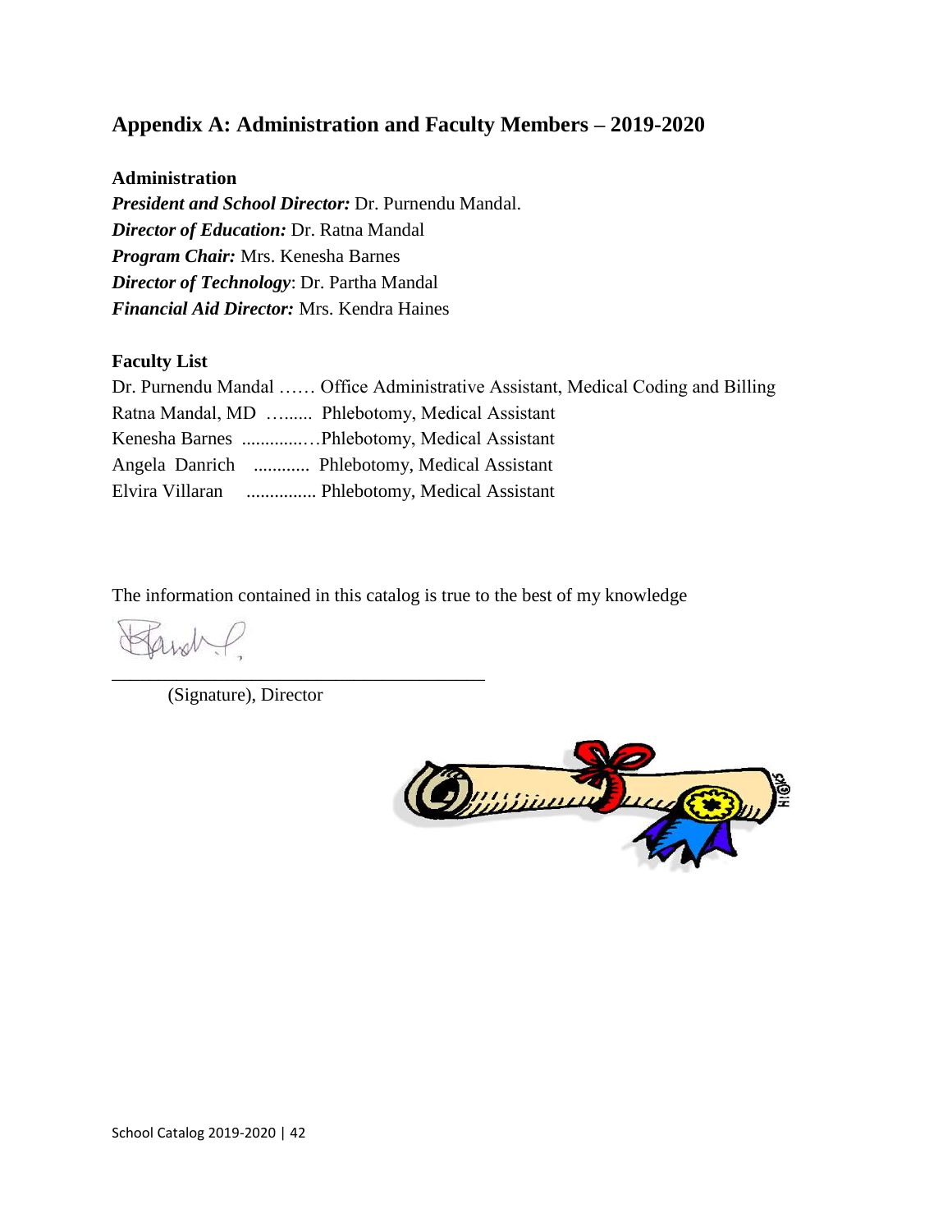## Appendix A: Administration and Faculty Members – 2019-2020

**Administration**

***President and School Director:*** Dr. Purnendu Mandal.
***Director of Education:*** Dr. Ratna Mandal
***Program Chair:*** Mrs. Kenesha Barnes
***Director of Technology***: Dr. Partha Mandal
***Financial Aid Director:*** Mrs. Kendra Haines

**Faculty List**

Dr. Purnendu Mandal …… Office Administrative Assistant, Medical Coding and Billing
Ratna Mandal, MD …..... Phlebotomy, Medical Assistant
Kenesha Barnes ..............…Phlebotomy, Medical Assistant
Angela Danrich ............ Phlebotomy, Medical Assistant
Elvira Villaran ............... Phlebotomy, Medical Assistant

The information contained in this catalog is true to the best of my knowledge

\_\_\_\_\_\_\_\_\_\_\_\_\_\_\_\_\_\_\_\_\_\_\_\_\_\_\_\_\_\_\_\_\_\_\_\_\_\_\_\_\_

(Signature), Director